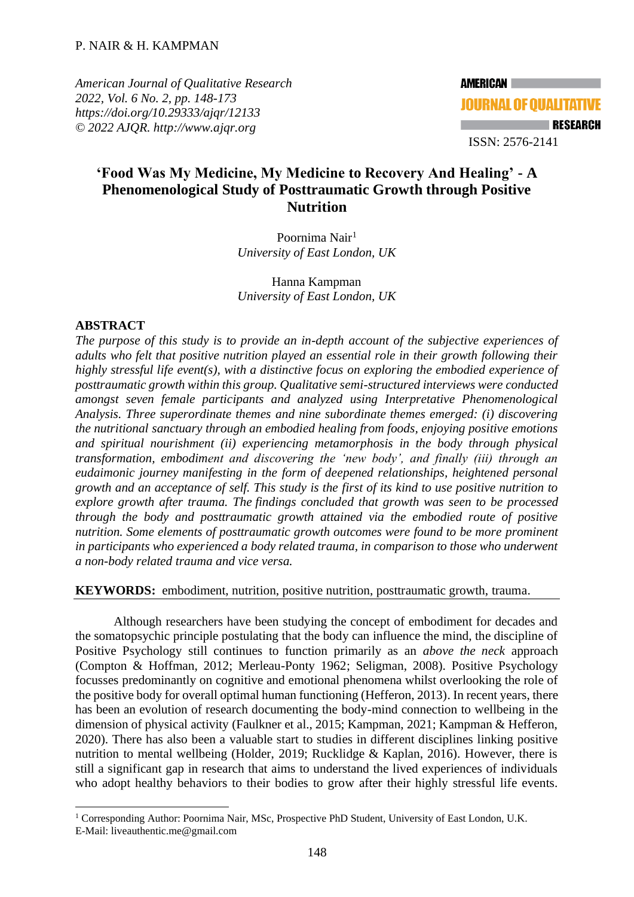*American Journal of Qualitative Research*
*2022, Vol. 6 No. 2, pp. 148-173*
*https://doi.org/10.29333/ajqr/12133*
*© 2022 AJQR. http://www.ajqr.org*

AMERICAN JOURNAL OF QUALITATIVE RESEARCH
ISSN: 2576-2141

# 'Food Was My Medicine, My Medicine to Recovery And Healing' - A Phenomenological Study of Posttraumatic Growth through Positive Nutrition

Poornima Nair[1]
*University of East London, UK*

Hanna Kampman
*University of East London, UK*

## ABSTRACT

*The purpose of this study is to provide an in-depth account of the subjective experiences of adults who felt that positive nutrition played an essential role in their growth following their highly stressful life event(s), with a distinctive focus on exploring the embodied experience of posttraumatic growth within this group. Qualitative semi-structured interviews were conducted amongst seven female participants and analyzed using Interpretative Phenomenological Analysis. Three superordinate themes and nine subordinate themes emerged: (i) discovering the nutritional sanctuary through an embodied healing from foods, enjoying positive emotions and spiritual nourishment (ii) experiencing metamorphosis in the body through physical transformation, embodiment and discovering the 'new body', and finally (iii) through an eudaimonic journey manifesting in the form of deepened relationships, heightened personal growth and an acceptance of self. This study is the first of its kind to use positive nutrition to explore growth after trauma. The findings concluded that growth was seen to be processed through the body and posttraumatic growth attained via the embodied route of positive nutrition. Some elements of posttraumatic growth outcomes were found to be more prominent in participants who experienced a body related trauma, in comparison to those who underwent a non-body related trauma and vice versa.*

**KEYWORDS:** embodiment, nutrition, positive nutrition, posttraumatic growth, trauma.

Although researchers have been studying the concept of embodiment for decades and the somatopsychic principle postulating that the body can influence the mind, the discipline of Positive Psychology still continues to function primarily as an *above the neck* approach (Compton & Hoffman, 2012; Merleau-Ponty 1962; Seligman, 2008). Positive Psychology focusses predominantly on cognitive and emotional phenomena whilst overlooking the role of the positive body for overall optimal human functioning (Hefferon, 2013). In recent years, there has been an evolution of research documenting the body-mind connection to wellbeing in the dimension of physical activity (Faulkner et al., 2015; Kampman, 2021; Kampman & Hefferon, 2020). There has also been a valuable start to studies in different disciplines linking positive nutrition to mental wellbeing (Holder, 2019; Rucklidge & Kaplan, 2016). However, there is still a significant gap in research that aims to understand the lived experiences of individuals who adopt healthy behaviors to their bodies to grow after their highly stressful life events.

---

[1] Corresponding Author: Poornima Nair, MSc, Prospective PhD Student, University of East London, U.K. E-Mail: liveauthentic.me@gmail.com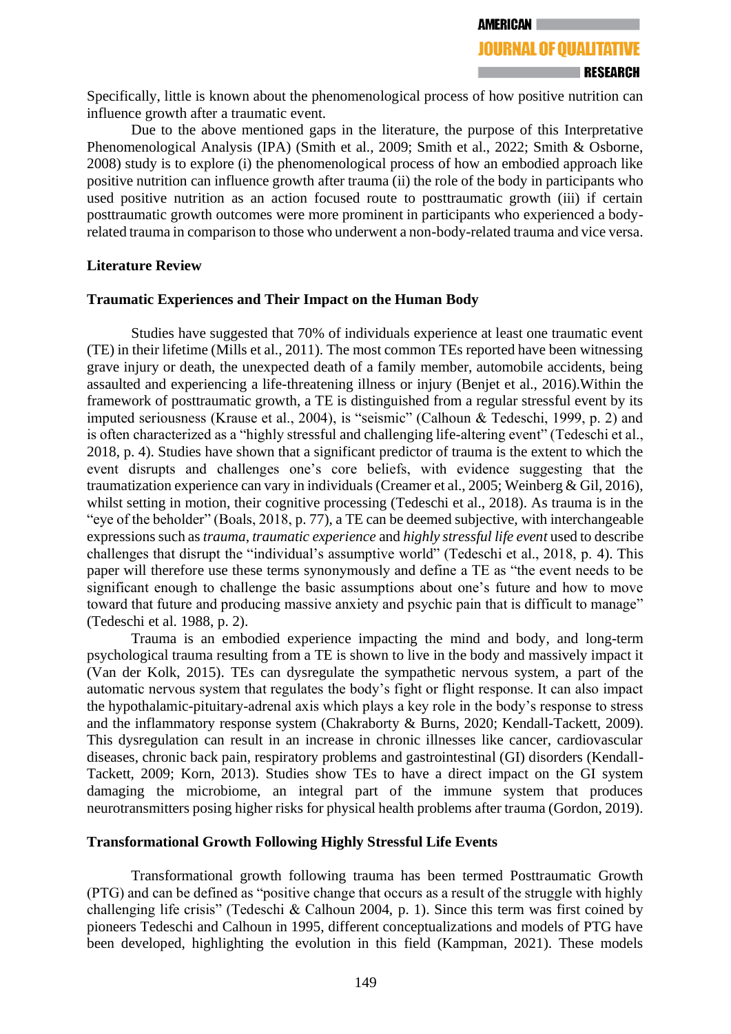Specifically, little is known about the phenomenological process of how positive nutrition can influence growth after a traumatic event.

Due to the above mentioned gaps in the literature, the purpose of this Interpretative Phenomenological Analysis (IPA) (Smith et al., 2009; Smith et al., 2022; Smith & Osborne, 2008) study is to explore (i) the phenomenological process of how an embodied approach like positive nutrition can influence growth after trauma (ii) the role of the body in participants who used positive nutrition as an action focused route to posttraumatic growth (iii) if certain posttraumatic growth outcomes were more prominent in participants who experienced a body-related trauma in comparison to those who underwent a non-body-related trauma and vice versa.

## Literature Review

### Traumatic Experiences and Their Impact on the Human Body

Studies have suggested that 70% of individuals experience at least one traumatic event (TE) in their lifetime (Mills et al., 2011). The most common TEs reported have been witnessing grave injury or death, the unexpected death of a family member, automobile accidents, being assaulted and experiencing a life-threatening illness or injury (Benjet et al., 2016).Within the framework of posttraumatic growth, a TE is distinguished from a regular stressful event by its imputed seriousness (Krause et al., 2004), is "seismic" (Calhoun & Tedeschi, 1999, p. 2) and is often characterized as a "highly stressful and challenging life-altering event" (Tedeschi et al., 2018, p. 4). Studies have shown that a significant predictor of trauma is the extent to which the event disrupts and challenges one's core beliefs, with evidence suggesting that the traumatization experience can vary in individuals (Creamer et al., 2005; Weinberg & Gil, 2016), whilst setting in motion, their cognitive processing (Tedeschi et al., 2018). As trauma is in the "eye of the beholder" (Boals, 2018, p. 77), a TE can be deemed subjective, with interchangeable expressions such as *trauma*, *traumatic experience* and *highly stressful life event* used to describe challenges that disrupt the "individual's assumptive world" (Tedeschi et al., 2018, p. 4). This paper will therefore use these terms synonymously and define a TE as "the event needs to be significant enough to challenge the basic assumptions about one's future and how to move toward that future and producing massive anxiety and psychic pain that is difficult to manage" (Tedeschi et al. 1988, p. 2).

Trauma is an embodied experience impacting the mind and body, and long-term psychological trauma resulting from a TE is shown to live in the body and massively impact it (Van der Kolk, 2015). TEs can dysregulate the sympathetic nervous system, a part of the automatic nervous system that regulates the body's fight or flight response. It can also impact the hypothalamic-pituitary-adrenal axis which plays a key role in the body's response to stress and the inflammatory response system (Chakraborty & Burns, 2020; Kendall-Tackett, 2009). This dysregulation can result in an increase in chronic illnesses like cancer, cardiovascular diseases, chronic back pain, respiratory problems and gastrointestinal (GI) disorders (Kendall-Tackett, 2009; Korn, 2013). Studies show TEs to have a direct impact on the GI system damaging the microbiome, an integral part of the immune system that produces neurotransmitters posing higher risks for physical health problems after trauma (Gordon, 2019).

### Transformational Growth Following Highly Stressful Life Events

Transformational growth following trauma has been termed Posttraumatic Growth (PTG) and can be defined as "positive change that occurs as a result of the struggle with highly challenging life crisis" (Tedeschi & Calhoun 2004, p. 1). Since this term was first coined by pioneers Tedeschi and Calhoun in 1995, different conceptualizations and models of PTG have been developed, highlighting the evolution in this field (Kampman, 2021). These models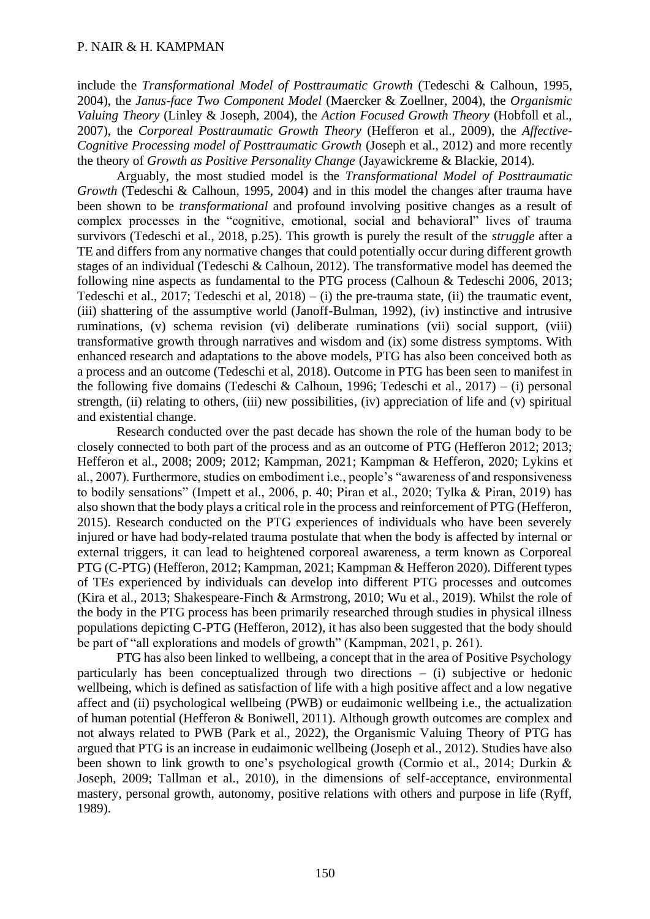include the *Transformational Model of Posttraumatic Growth* (Tedeschi & Calhoun, 1995, 2004), the *Janus-face Two Component Model* (Maercker & Zoellner, 2004), the *Organismic Valuing Theory* (Linley & Joseph, 2004), the *Action Focused Growth Theory* (Hobfoll et al., 2007), the *Corporeal Posttraumatic Growth Theory* (Hefferon et al., 2009), the *Affective-Cognitive Processing model of Posttraumatic Growth* (Joseph et al., 2012) and more recently the theory of *Growth as Positive Personality Change* (Jayawickreme & Blackie, 2014).

Arguably, the most studied model is the *Transformational Model of Posttraumatic Growth* (Tedeschi & Calhoun, 1995, 2004) and in this model the changes after trauma have been shown to be *transformational* and profound involving positive changes as a result of complex processes in the "cognitive, emotional, social and behavioral" lives of trauma survivors (Tedeschi et al., 2018, p.25). This growth is purely the result of the *struggle* after a TE and differs from any normative changes that could potentially occur during different growth stages of an individual (Tedeschi & Calhoun, 2012). The transformative model has deemed the following nine aspects as fundamental to the PTG process (Calhoun & Tedeschi 2006, 2013; Tedeschi et al., 2017; Tedeschi et al, 2018) – (i) the pre-trauma state, (ii) the traumatic event, (iii) shattering of the assumptive world (Janoff-Bulman, 1992), (iv) instinctive and intrusive ruminations, (v) schema revision (vi) deliberate ruminations (vii) social support, (viii) transformative growth through narratives and wisdom and (ix) some distress symptoms. With enhanced research and adaptations to the above models, PTG has also been conceived both as a process and an outcome (Tedeschi et al, 2018). Outcome in PTG has been seen to manifest in the following five domains (Tedeschi & Calhoun, 1996; Tedeschi et al., 2017) – (i) personal strength, (ii) relating to others, (iii) new possibilities, (iv) appreciation of life and (v) spiritual and existential change.

Research conducted over the past decade has shown the role of the human body to be closely connected to both part of the process and as an outcome of PTG (Hefferon 2012; 2013; Hefferon et al., 2008; 2009; 2012; Kampman, 2021; Kampman & Hefferon, 2020; Lykins et al., 2007). Furthermore, studies on embodiment i.e., people's "awareness of and responsiveness to bodily sensations" (Impett et al., 2006, p. 40; Piran et al., 2020; Tylka & Piran, 2019) has also shown that the body plays a critical role in the process and reinforcement of PTG (Hefferon, 2015). Research conducted on the PTG experiences of individuals who have been severely injured or have had body-related trauma postulate that when the body is affected by internal or external triggers, it can lead to heightened corporeal awareness, a term known as Corporeal PTG (C-PTG) (Hefferon, 2012; Kampman, 2021; Kampman & Hefferon 2020). Different types of TEs experienced by individuals can develop into different PTG processes and outcomes (Kira et al., 2013; Shakespeare-Finch & Armstrong, 2010; Wu et al., 2019). Whilst the role of the body in the PTG process has been primarily researched through studies in physical illness populations depicting C-PTG (Hefferon, 2012), it has also been suggested that the body should be part of "all explorations and models of growth" (Kampman, 2021, p. 261).

PTG has also been linked to wellbeing, a concept that in the area of Positive Psychology particularly has been conceptualized through two directions – (i) subjective or hedonic wellbeing, which is defined as satisfaction of life with a high positive affect and a low negative affect and (ii) psychological wellbeing (PWB) or eudaimonic wellbeing i.e., the actualization of human potential (Hefferon & Boniwell, 2011). Although growth outcomes are complex and not always related to PWB (Park et al., 2022), the Organismic Valuing Theory of PTG has argued that PTG is an increase in eudaimonic wellbeing (Joseph et al., 2012). Studies have also been shown to link growth to one's psychological growth (Cormio et al., 2014; Durkin & Joseph, 2009; Tallman et al., 2010), in the dimensions of self-acceptance, environmental mastery, personal growth, autonomy, positive relations with others and purpose in life (Ryff, 1989).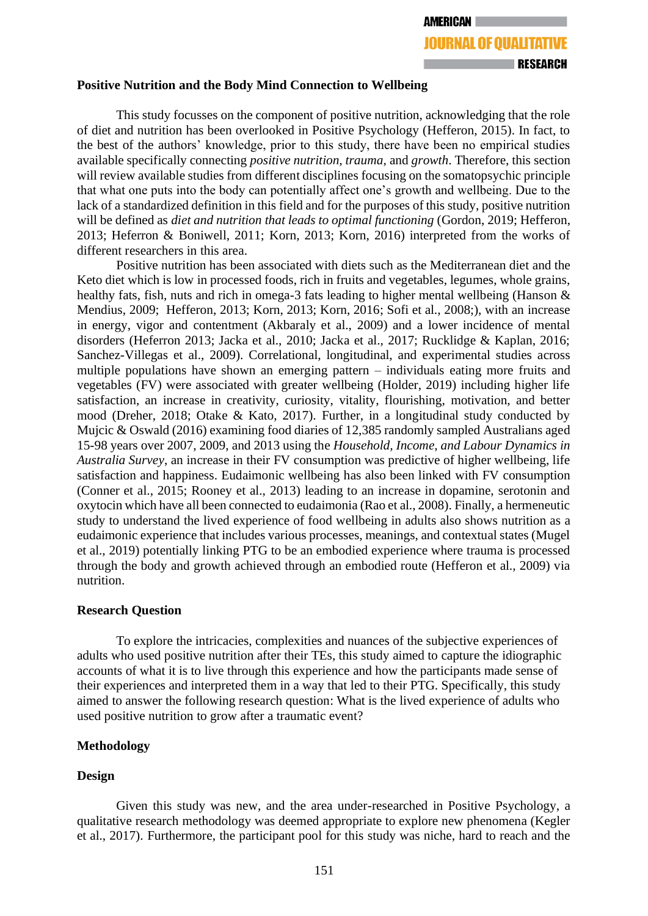**Positive Nutrition and the Body Mind Connection to Wellbeing**

This study focusses on the component of positive nutrition, acknowledging that the role of diet and nutrition has been overlooked in Positive Psychology (Hefferon, 2015). In fact, to the best of the authors' knowledge, prior to this study, there have been no empirical studies available specifically connecting *positive nutrition*, *trauma*, and *growth*. Therefore, this section will review available studies from different disciplines focusing on the somatopsychic principle that what one puts into the body can potentially affect one's growth and wellbeing. Due to the lack of a standardized definition in this field and for the purposes of this study, positive nutrition will be defined as *diet and nutrition that leads to optimal functioning* (Gordon, 2019; Hefferon, 2013; Heferron & Boniwell, 2011; Korn, 2013; Korn, 2016) interpreted from the works of different researchers in this area.

Positive nutrition has been associated with diets such as the Mediterranean diet and the Keto diet which is low in processed foods, rich in fruits and vegetables, legumes, whole grains, healthy fats, fish, nuts and rich in omega-3 fats leading to higher mental wellbeing (Hanson & Mendius, 2009; Hefferon, 2013; Korn, 2013; Korn, 2016; Sofi et al., 2008;), with an increase in energy, vigor and contentment (Akbaraly et al., 2009) and a lower incidence of mental disorders (Heferron 2013; Jacka et al., 2010; Jacka et al., 2017; Rucklidge & Kaplan, 2016; Sanchez-Villegas et al., 2009). Correlational, longitudinal, and experimental studies across multiple populations have shown an emerging pattern – individuals eating more fruits and vegetables (FV) were associated with greater wellbeing (Holder, 2019) including higher life satisfaction, an increase in creativity, curiosity, vitality, flourishing, motivation, and better mood (Dreher, 2018; Otake & Kato, 2017). Further, in a longitudinal study conducted by Mujcic & Oswald (2016) examining food diaries of 12,385 randomly sampled Australians aged 15-98 years over 2007, 2009, and 2013 using the *Household, Income, and Labour Dynamics in Australia Survey*, an increase in their FV consumption was predictive of higher wellbeing, life satisfaction and happiness. Eudaimonic wellbeing has also been linked with FV consumption (Conner et al., 2015; Rooney et al., 2013) leading to an increase in dopamine, serotonin and oxytocin which have all been connected to eudaimonia (Rao et al., 2008). Finally, a hermeneutic study to understand the lived experience of food wellbeing in adults also shows nutrition as a eudaimonic experience that includes various processes, meanings, and contextual states (Mugel et al., 2019) potentially linking PTG to be an embodied experience where trauma is processed through the body and growth achieved through an embodied route (Hefferon et al., 2009) via nutrition.

**Research Question**

To explore the intricacies, complexities and nuances of the subjective experiences of adults who used positive nutrition after their TEs, this study aimed to capture the idiographic accounts of what it is to live through this experience and how the participants made sense of their experiences and interpreted them in a way that led to their PTG. Specifically, this study aimed to answer the following research question: What is the lived experience of adults who used positive nutrition to grow after a traumatic event?

**Methodology**

**Design**

Given this study was new, and the area under-researched in Positive Psychology, a qualitative research methodology was deemed appropriate to explore new phenomena (Kegler et al., 2017). Furthermore, the participant pool for this study was niche, hard to reach and the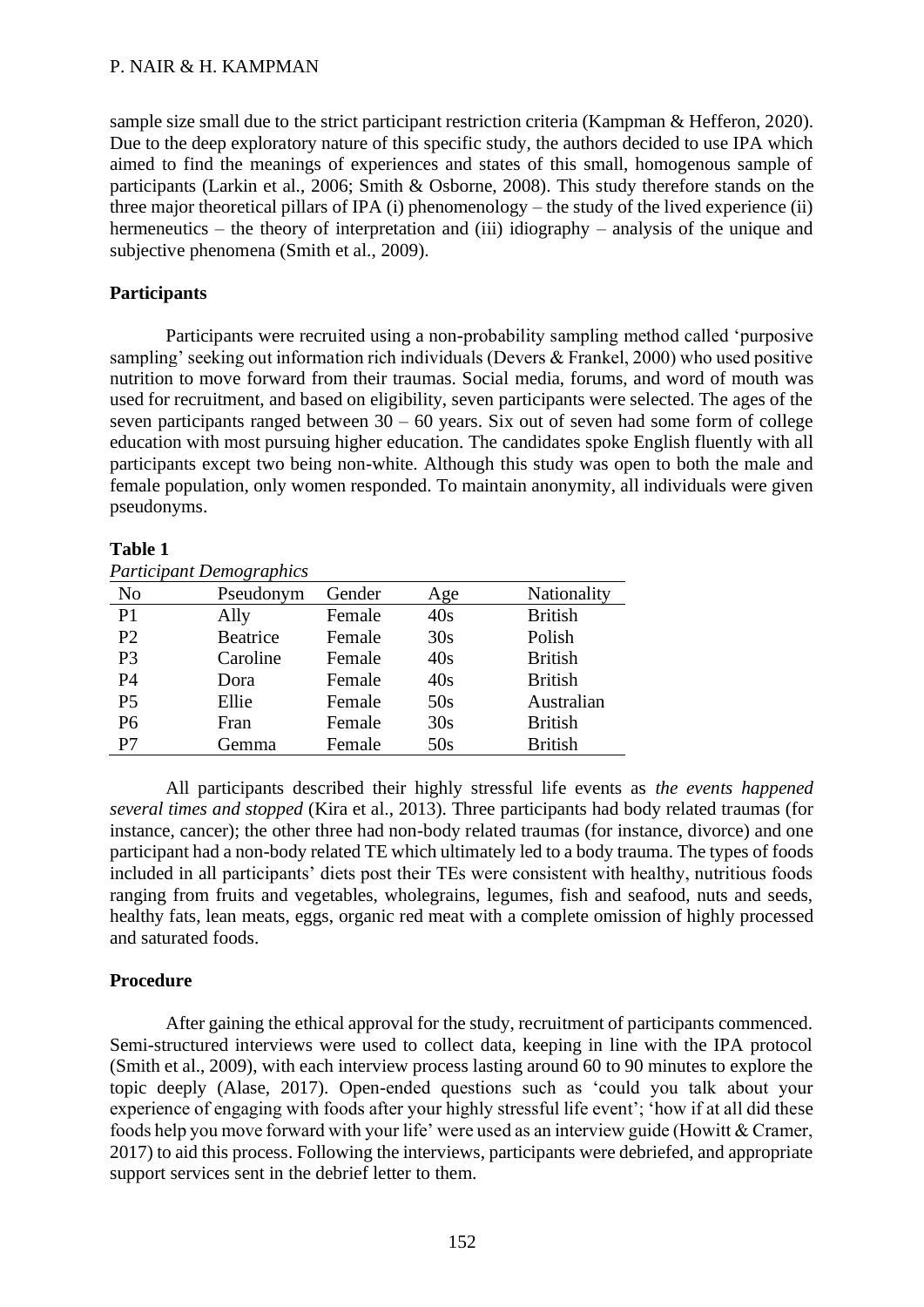sample size small due to the strict participant restriction criteria (Kampman & Hefferon, 2020). Due to the deep exploratory nature of this specific study, the authors decided to use IPA which aimed to find the meanings of experiences and states of this small, homogenous sample of participants (Larkin et al., 2006; Smith & Osborne, 2008). This study therefore stands on the three major theoretical pillars of IPA (i) phenomenology – the study of the lived experience (ii) hermeneutics – the theory of interpretation and (iii) idiography – analysis of the unique and subjective phenomena (Smith et al., 2009).

## Participants

Participants were recruited using a non-probability sampling method called 'purposive sampling' seeking out information rich individuals (Devers & Frankel, 2000) who used positive nutrition to move forward from their traumas. Social media, forums, and word of mouth was used for recruitment, and based on eligibility, seven participants were selected. The ages of the seven participants ranged between 30 – 60 years. Six out of seven had some form of college education with most pursuing higher education. The candidates spoke English fluently with all participants except two being non-white. Although this study was open to both the male and female population, only women responded. To maintain anonymity, all individuals were given pseudonyms.

**Table 1**

*Participant Demographics*

| No | Pseudonym | Gender | Age | Nationality |
|---|---|---|---|---|
| P1 | Ally | Female | 40s | British |
| P2 | Beatrice | Female | 30s | Polish |
| P3 | Caroline | Female | 40s | British |
| P4 | Dora | Female | 40s | British |
| P5 | Ellie | Female | 50s | Australian |
| P6 | Fran | Female | 30s | British |
| P7 | Gemma | Female | 50s | British |

All participants described their highly stressful life events as *the events happened several times and stopped* (Kira et al., 2013). Three participants had body related traumas (for instance, cancer); the other three had non-body related traumas (for instance, divorce) and one participant had a non-body related TE which ultimately led to a body trauma. The types of foods included in all participants' diets post their TEs were consistent with healthy, nutritious foods ranging from fruits and vegetables, wholegrains, legumes, fish and seafood, nuts and seeds, healthy fats, lean meats, eggs, organic red meat with a complete omission of highly processed and saturated foods.

## Procedure

After gaining the ethical approval for the study, recruitment of participants commenced. Semi-structured interviews were used to collect data, keeping in line with the IPA protocol (Smith et al., 2009), with each interview process lasting around 60 to 90 minutes to explore the topic deeply (Alase, 2017). Open-ended questions such as 'could you talk about your experience of engaging with foods after your highly stressful life event'; 'how if at all did these foods help you move forward with your life' were used as an interview guide (Howitt & Cramer, 2017) to aid this process. Following the interviews, participants were debriefed, and appropriate support services sent in the debrief letter to them.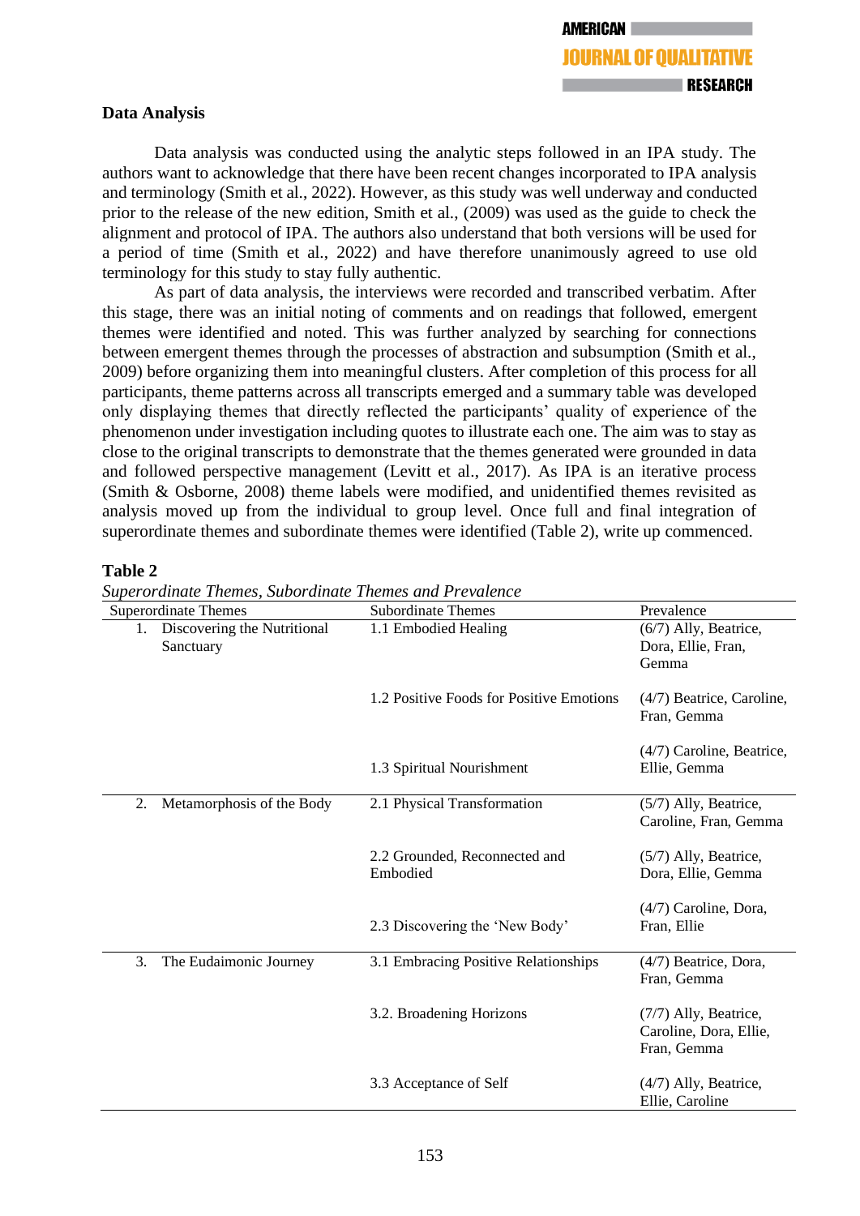## Data Analysis

Data analysis was conducted using the analytic steps followed in an IPA study. The authors want to acknowledge that there have been recent changes incorporated to IPA analysis and terminology (Smith et al., 2022). However, as this study was well underway and conducted prior to the release of the new edition, Smith et al., (2009) was used as the guide to check the alignment and protocol of IPA. The authors also understand that both versions will be used for a period of time (Smith et al., 2022) and have therefore unanimously agreed to use old terminology for this study to stay fully authentic.

As part of data analysis, the interviews were recorded and transcribed verbatim. After this stage, there was an initial noting of comments and on readings that followed, emergent themes were identified and noted. This was further analyzed by searching for connections between emergent themes through the processes of abstraction and subsumption (Smith et al., 2009) before organizing them into meaningful clusters. After completion of this process for all participants, theme patterns across all transcripts emerged and a summary table was developed only displaying themes that directly reflected the participants' quality of experience of the phenomenon under investigation including quotes to illustrate each one. The aim was to stay as close to the original transcripts to demonstrate that the themes generated were grounded in data and followed perspective management (Levitt et al., 2017). As IPA is an iterative process (Smith & Osborne, 2008) theme labels were modified, and unidentified themes revisited as analysis moved up from the individual to group level. Once full and final integration of superordinate themes and subordinate themes were identified (Table 2), write up commenced.

**Table 2**

*Superordinate Themes, Subordinate Themes and Prevalence*

| Superordinate Themes | Subordinate Themes | Prevalence |
|---|---|---|
| 1. Discovering the Nutritional Sanctuary | 1.1 Embodied Healing | (6/7) Ally, Beatrice, Dora, Ellie, Fran, Gemma |
| | 1.2 Positive Foods for Positive Emotions | (4/7) Beatrice, Caroline, Fran, Gemma |
| | 1.3 Spiritual Nourishment | (4/7) Caroline, Beatrice, Ellie, Gemma |
| 2. Metamorphosis of the Body | 2.1 Physical Transformation | (5/7) Ally, Beatrice, Caroline, Fran, Gemma |
| | 2.2 Grounded, Reconnected and Embodied | (5/7) Ally, Beatrice, Dora, Ellie, Gemma |
| | 2.3 Discovering the 'New Body' | (4/7) Caroline, Dora, Fran, Ellie |
| 3. The Eudaimonic Journey | 3.1 Embracing Positive Relationships | (4/7) Beatrice, Dora, Fran, Gemma |
| | 3.2. Broadening Horizons | (7/7) Ally, Beatrice, Caroline, Dora, Ellie, Fran, Gemma |
| | 3.3 Acceptance of Self | (4/7) Ally, Beatrice, Ellie, Caroline |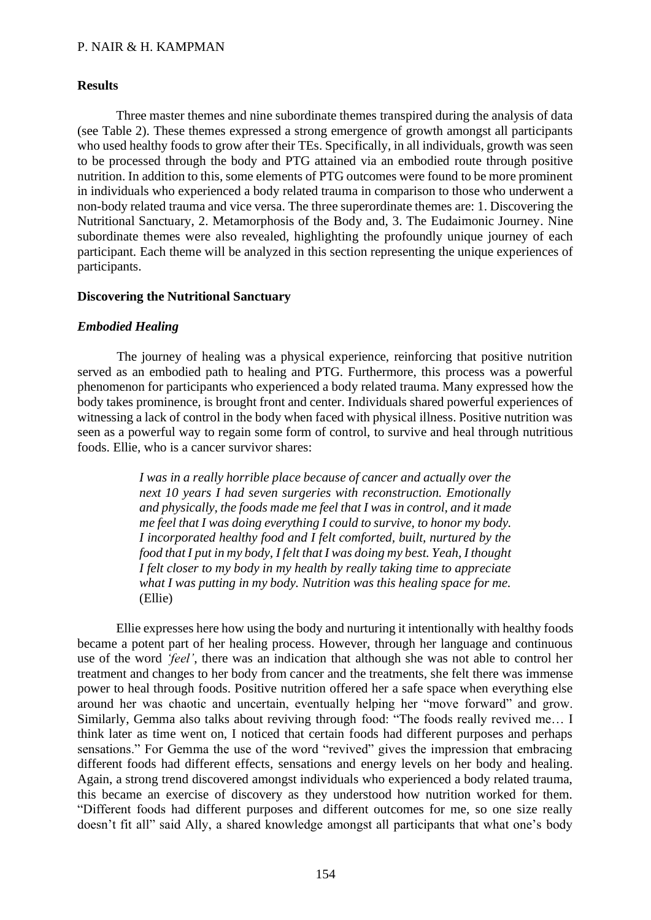## Results

Three master themes and nine subordinate themes transpired during the analysis of data (see Table 2). These themes expressed a strong emergence of growth amongst all participants who used healthy foods to grow after their TEs. Specifically, in all individuals, growth was seen to be processed through the body and PTG attained via an embodied route through positive nutrition. In addition to this, some elements of PTG outcomes were found to be more prominent in individuals who experienced a body related trauma in comparison to those who underwent a non-body related trauma and vice versa. The three superordinate themes are: 1. Discovering the Nutritional Sanctuary, 2. Metamorphosis of the Body and, 3. The Eudaimonic Journey. Nine subordinate themes were also revealed, highlighting the profoundly unique journey of each participant. Each theme will be analyzed in this section representing the unique experiences of participants.

### Discovering the Nutritional Sanctuary

#### *Embodied Healing*

The journey of healing was a physical experience, reinforcing that positive nutrition served as an embodied path to healing and PTG. Furthermore, this process was a powerful phenomenon for participants who experienced a body related trauma. Many expressed how the body takes prominence, is brought front and center. Individuals shared powerful experiences of witnessing a lack of control in the body when faced with physical illness. Positive nutrition was seen as a powerful way to regain some form of control, to survive and heal through nutritious foods. Ellie, who is a cancer survivor shares:

> *I was in a really horrible place because of cancer and actually over the next 10 years I had seven surgeries with reconstruction. Emotionally and physically, the foods made me feel that I was in control, and it made me feel that I was doing everything I could to survive, to honor my body. I incorporated healthy food and I felt comforted, built, nurtured by the food that I put in my body, I felt that I was doing my best. Yeah, I thought I felt closer to my body in my health by really taking time to appreciate what I was putting in my body. Nutrition was this healing space for me.* (Ellie)

Ellie expresses here how using the body and nurturing it intentionally with healthy foods became a potent part of her healing process. However, through her language and continuous use of the word *'feel'*, there was an indication that although she was not able to control her treatment and changes to her body from cancer and the treatments, she felt there was immense power to heal through foods. Positive nutrition offered her a safe space when everything else around her was chaotic and uncertain, eventually helping her "move forward" and grow. Similarly, Gemma also talks about reviving through food: "The foods really revived me… I think later as time went on, I noticed that certain foods had different purposes and perhaps sensations." For Gemma the use of the word "revived" gives the impression that embracing different foods had different effects, sensations and energy levels on her body and healing. Again, a strong trend discovered amongst individuals who experienced a body related trauma, this became an exercise of discovery as they understood how nutrition worked for them. "Different foods had different purposes and different outcomes for me, so one size really doesn't fit all" said Ally, a shared knowledge amongst all participants that what one's body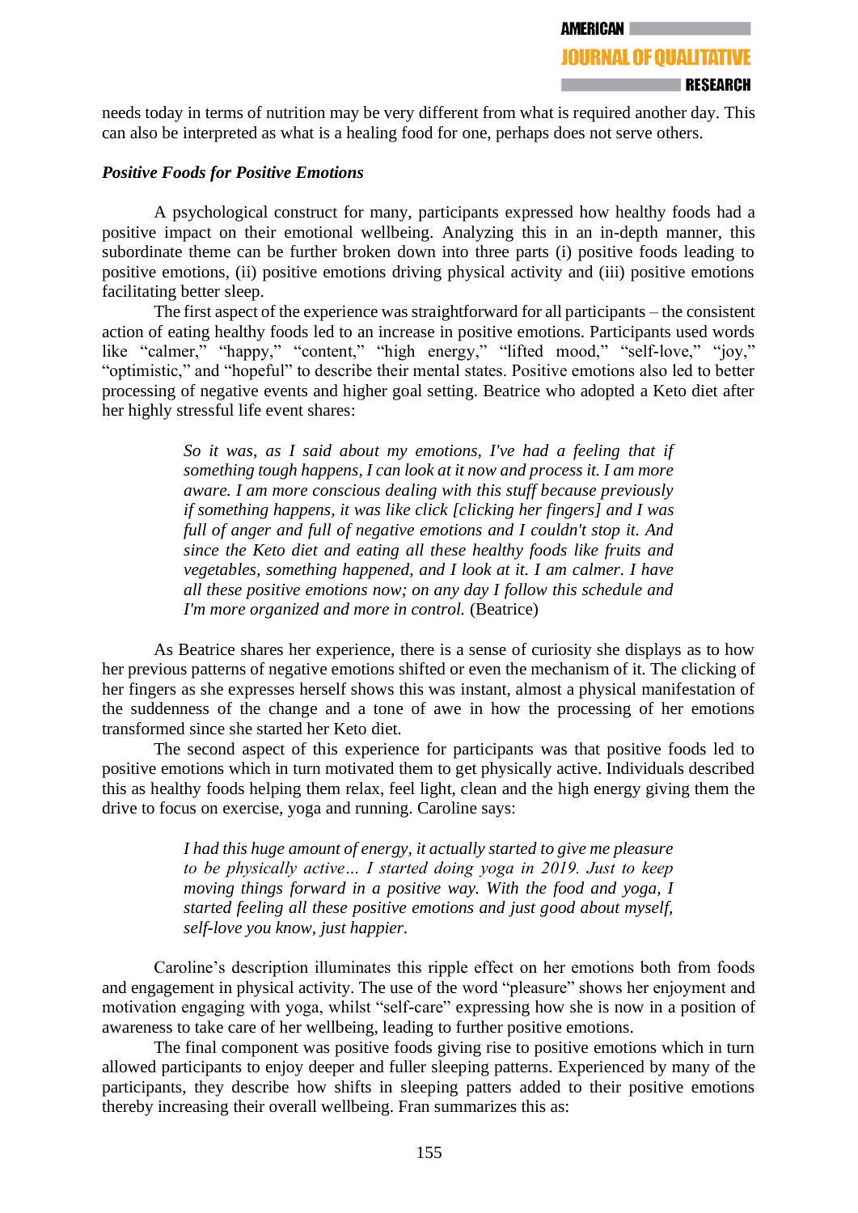needs today in terms of nutrition may be very different from what is required another day. This can also be interpreted as what is a healing food for one, perhaps does not serve others.

### *Positive Foods for Positive Emotions*

A psychological construct for many, participants expressed how healthy foods had a positive impact on their emotional wellbeing. Analyzing this in an in-depth manner, this subordinate theme can be further broken down into three parts (i) positive foods leading to positive emotions, (ii) positive emotions driving physical activity and (iii) positive emotions facilitating better sleep.

The first aspect of the experience was straightforward for all participants – the consistent action of eating healthy foods led to an increase in positive emotions. Participants used words like "calmer," "happy," "content," "high energy," "lifted mood," "self-love," "joy," "optimistic," and "hopeful" to describe their mental states. Positive emotions also led to better processing of negative events and higher goal setting. Beatrice who adopted a Keto diet after her highly stressful life event shares:

> *So it was, as I said about my emotions, I've had a feeling that if something tough happens, I can look at it now and process it. I am more aware. I am more conscious dealing with this stuff because previously if something happens, it was like click [clicking her fingers] and I was full of anger and full of negative emotions and I couldn't stop it. And since the Keto diet and eating all these healthy foods like fruits and vegetables, something happened, and I look at it. I am calmer. I have all these positive emotions now; on any day I follow this schedule and I'm more organized and more in control.* (Beatrice)

As Beatrice shares her experience, there is a sense of curiosity she displays as to how her previous patterns of negative emotions shifted or even the mechanism of it. The clicking of her fingers as she expresses herself shows this was instant, almost a physical manifestation of the suddenness of the change and a tone of awe in how the processing of her emotions transformed since she started her Keto diet.

The second aspect of this experience for participants was that positive foods led to positive emotions which in turn motivated them to get physically active. Individuals described this as healthy foods helping them relax, feel light, clean and the high energy giving them the drive to focus on exercise, yoga and running. Caroline says:

> *I had this huge amount of energy, it actually started to give me pleasure to be physically active… I started doing yoga in 2019. Just to keep moving things forward in a positive way. With the food and yoga, I started feeling all these positive emotions and just good about myself, self-love you know, just happier.*

Caroline's description illuminates this ripple effect on her emotions both from foods and engagement in physical activity. The use of the word "pleasure" shows her enjoyment and motivation engaging with yoga, whilst "self-care" expressing how she is now in a position of awareness to take care of her wellbeing, leading to further positive emotions.

The final component was positive foods giving rise to positive emotions which in turn allowed participants to enjoy deeper and fuller sleeping patterns. Experienced by many of the participants, they describe how shifts in sleeping patters added to their positive emotions thereby increasing their overall wellbeing. Fran summarizes this as: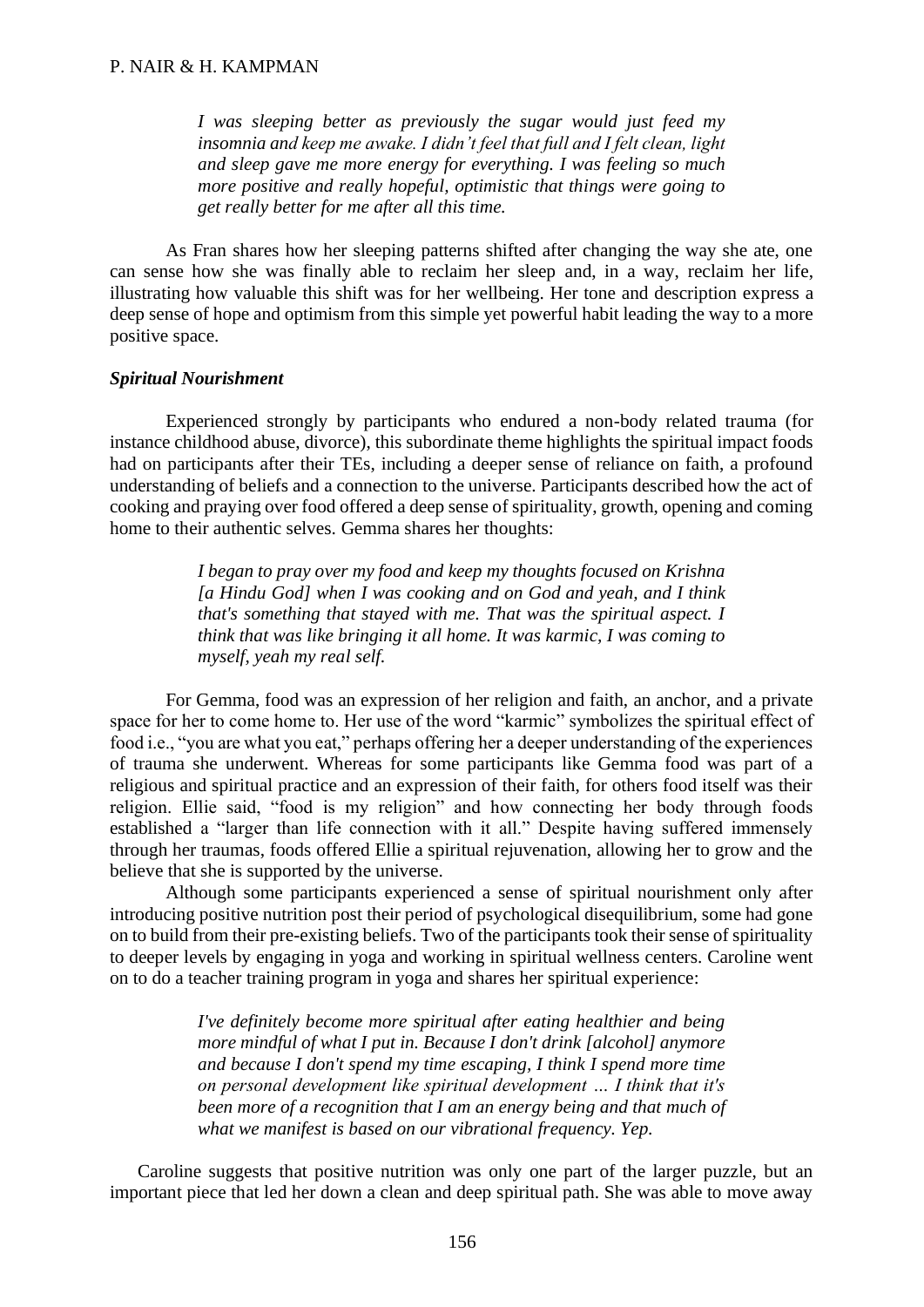> *I was sleeping better as previously the sugar would just feed my insomnia and keep me awake. I didn't feel that full and I felt clean, light and sleep gave me more energy for everything. I was feeling so much more positive and really hopeful, optimistic that things were going to get really better for me after all this time.*

As Fran shares how her sleeping patterns shifted after changing the way she ate, one can sense how she was finally able to reclaim her sleep and, in a way, reclaim her life, illustrating how valuable this shift was for her wellbeing. Her tone and description express a deep sense of hope and optimism from this simple yet powerful habit leading the way to a more positive space.

### *Spiritual Nourishment*

Experienced strongly by participants who endured a non-body related trauma (for instance childhood abuse, divorce), this subordinate theme highlights the spiritual impact foods had on participants after their TEs, including a deeper sense of reliance on faith, a profound understanding of beliefs and a connection to the universe. Participants described how the act of cooking and praying over food offered a deep sense of spirituality, growth, opening and coming home to their authentic selves. Gemma shares her thoughts:

> *I began to pray over my food and keep my thoughts focused on Krishna [a Hindu God] when I was cooking and on God and yeah, and I think that's something that stayed with me. That was the spiritual aspect. I think that was like bringing it all home. It was karmic, I was coming to myself, yeah my real self.*

For Gemma, food was an expression of her religion and faith, an anchor, and a private space for her to come home to. Her use of the word "karmic" symbolizes the spiritual effect of food i.e., "you are what you eat," perhaps offering her a deeper understanding of the experiences of trauma she underwent. Whereas for some participants like Gemma food was part of a religious and spiritual practice and an expression of their faith, for others food itself was their religion. Ellie said, "food is my religion" and how connecting her body through foods established a "larger than life connection with it all." Despite having suffered immensely through her traumas, foods offered Ellie a spiritual rejuvenation, allowing her to grow and the believe that she is supported by the universe.

Although some participants experienced a sense of spiritual nourishment only after introducing positive nutrition post their period of psychological disequilibrium, some had gone on to build from their pre-existing beliefs. Two of the participants took their sense of spirituality to deeper levels by engaging in yoga and working in spiritual wellness centers. Caroline went on to do a teacher training program in yoga and shares her spiritual experience:

> *I've definitely become more spiritual after eating healthier and being more mindful of what I put in. Because I don't drink [alcohol] anymore and because I don't spend my time escaping, I think I spend more time on personal development like spiritual development … I think that it's been more of a recognition that I am an energy being and that much of what we manifest is based on our vibrational frequency. Yep.*

Caroline suggests that positive nutrition was only one part of the larger puzzle, but an important piece that led her down a clean and deep spiritual path. She was able to move away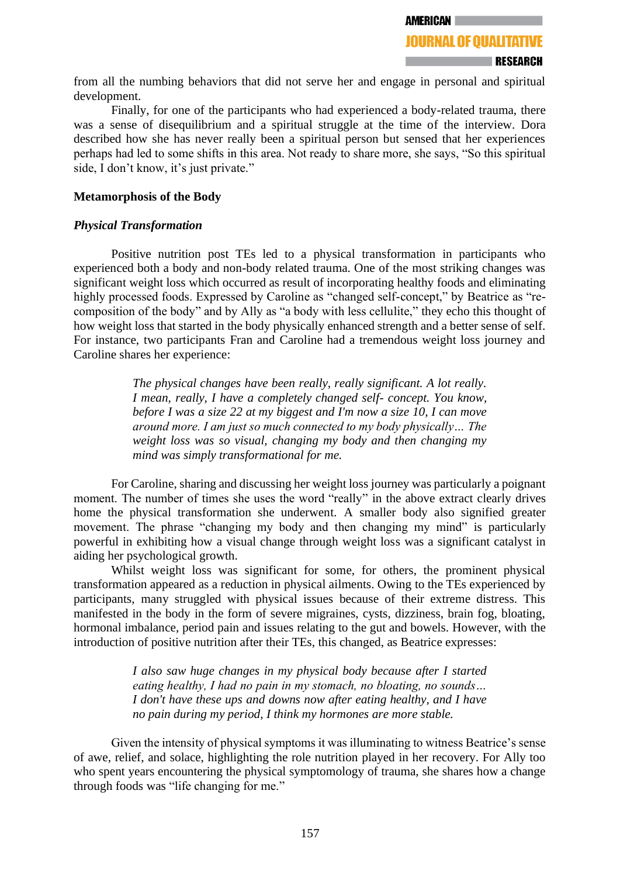from all the numbing behaviors that did not serve her and engage in personal and spiritual development.

Finally, for one of the participants who had experienced a body-related trauma, there was a sense of disequilibrium and a spiritual struggle at the time of the interview. Dora described how she has never really been a spiritual person but sensed that her experiences perhaps had led to some shifts in this area. Not ready to share more, she says, "So this spiritual side, I don't know, it's just private."

### Metamorphosis of the Body

#### *Physical Transformation*

Positive nutrition post TEs led to a physical transformation in participants who experienced both a body and non-body related trauma. One of the most striking changes was significant weight loss which occurred as result of incorporating healthy foods and eliminating highly processed foods. Expressed by Caroline as "changed self-concept," by Beatrice as "re-composition of the body" and by Ally as "a body with less cellulite," they echo this thought of how weight loss that started in the body physically enhanced strength and a better sense of self. For instance, two participants Fran and Caroline had a tremendous weight loss journey and Caroline shares her experience:

> *The physical changes have been really, really significant. A lot really. I mean, really, I have a completely changed self- concept. You know, before I was a size 22 at my biggest and I'm now a size 10, I can move around more. I am just so much connected to my body physically… The weight loss was so visual, changing my body and then changing my mind was simply transformational for me.*

For Caroline, sharing and discussing her weight loss journey was particularly a poignant moment. The number of times she uses the word "really" in the above extract clearly drives home the physical transformation she underwent. A smaller body also signified greater movement. The phrase "changing my body and then changing my mind" is particularly powerful in exhibiting how a visual change through weight loss was a significant catalyst in aiding her psychological growth.

Whilst weight loss was significant for some, for others, the prominent physical transformation appeared as a reduction in physical ailments. Owing to the TEs experienced by participants, many struggled with physical issues because of their extreme distress. This manifested in the body in the form of severe migraines, cysts, dizziness, brain fog, bloating, hormonal imbalance, period pain and issues relating to the gut and bowels. However, with the introduction of positive nutrition after their TEs, this changed, as Beatrice expresses:

> *I also saw huge changes in my physical body because after I started eating healthy, I had no pain in my stomach, no bloating, no sounds… I don't have these ups and downs now after eating healthy, and I have no pain during my period, I think my hormones are more stable.*

Given the intensity of physical symptoms it was illuminating to witness Beatrice's sense of awe, relief, and solace, highlighting the role nutrition played in her recovery. For Ally too who spent years encountering the physical symptomology of trauma, she shares how a change through foods was "life changing for me."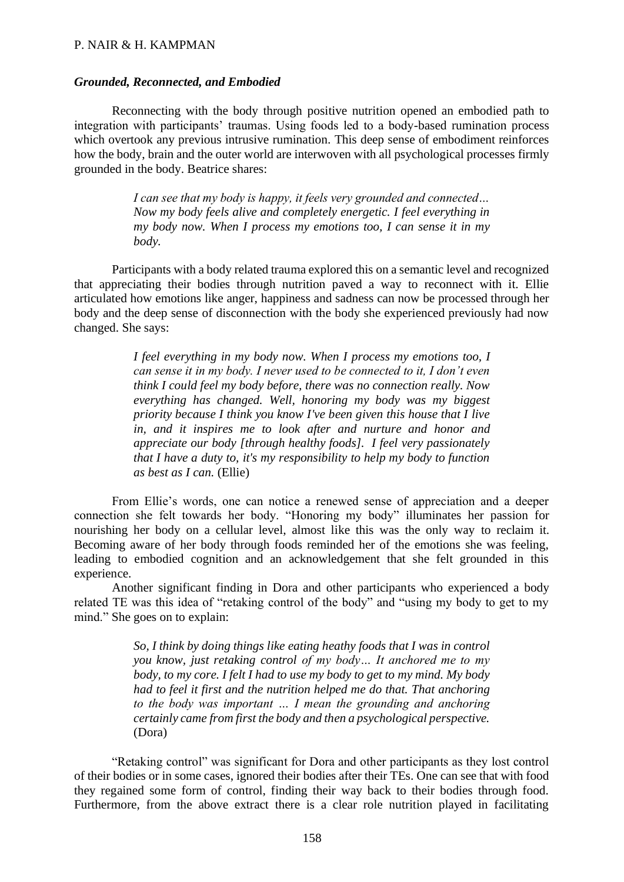### *Grounded, Reconnected, and Embodied*

Reconnecting with the body through positive nutrition opened an embodied path to integration with participants' traumas. Using foods led to a body-based rumination process which overtook any previous intrusive rumination. This deep sense of embodiment reinforces how the body, brain and the outer world are interwoven with all psychological processes firmly grounded in the body. Beatrice shares:

> *I can see that my body is happy, it feels very grounded and connected… Now my body feels alive and completely energetic. I feel everything in my body now. When I process my emotions too, I can sense it in my body.*

Participants with a body related trauma explored this on a semantic level and recognized that appreciating their bodies through nutrition paved a way to reconnect with it. Ellie articulated how emotions like anger, happiness and sadness can now be processed through her body and the deep sense of disconnection with the body she experienced previously had now changed. She says:

> *I feel everything in my body now. When I process my emotions too, I can sense it in my body. I never used to be connected to it, I don't even think I could feel my body before, there was no connection really. Now everything has changed. Well, honoring my body was my biggest priority because I think you know I've been given this house that I live in, and it inspires me to look after and nurture and honor and appreciate our body [through healthy foods]. I feel very passionately that I have a duty to, it's my responsibility to help my body to function as best as I can.* (Ellie)

From Ellie's words, one can notice a renewed sense of appreciation and a deeper connection she felt towards her body. "Honoring my body" illuminates her passion for nourishing her body on a cellular level, almost like this was the only way to reclaim it. Becoming aware of her body through foods reminded her of the emotions she was feeling, leading to embodied cognition and an acknowledgement that she felt grounded in this experience.

Another significant finding in Dora and other participants who experienced a body related TE was this idea of "retaking control of the body" and "using my body to get to my mind." She goes on to explain:

> *So, I think by doing things like eating heathy foods that I was in control you know, just retaking control of my body… It anchored me to my body, to my core. I felt I had to use my body to get to my mind. My body had to feel it first and the nutrition helped me do that. That anchoring to the body was important … I mean the grounding and anchoring certainly came from first the body and then a psychological perspective.* (Dora)

"Retaking control" was significant for Dora and other participants as they lost control of their bodies or in some cases, ignored their bodies after their TEs. One can see that with food they regained some form of control, finding their way back to their bodies through food. Furthermore, from the above extract there is a clear role nutrition played in facilitating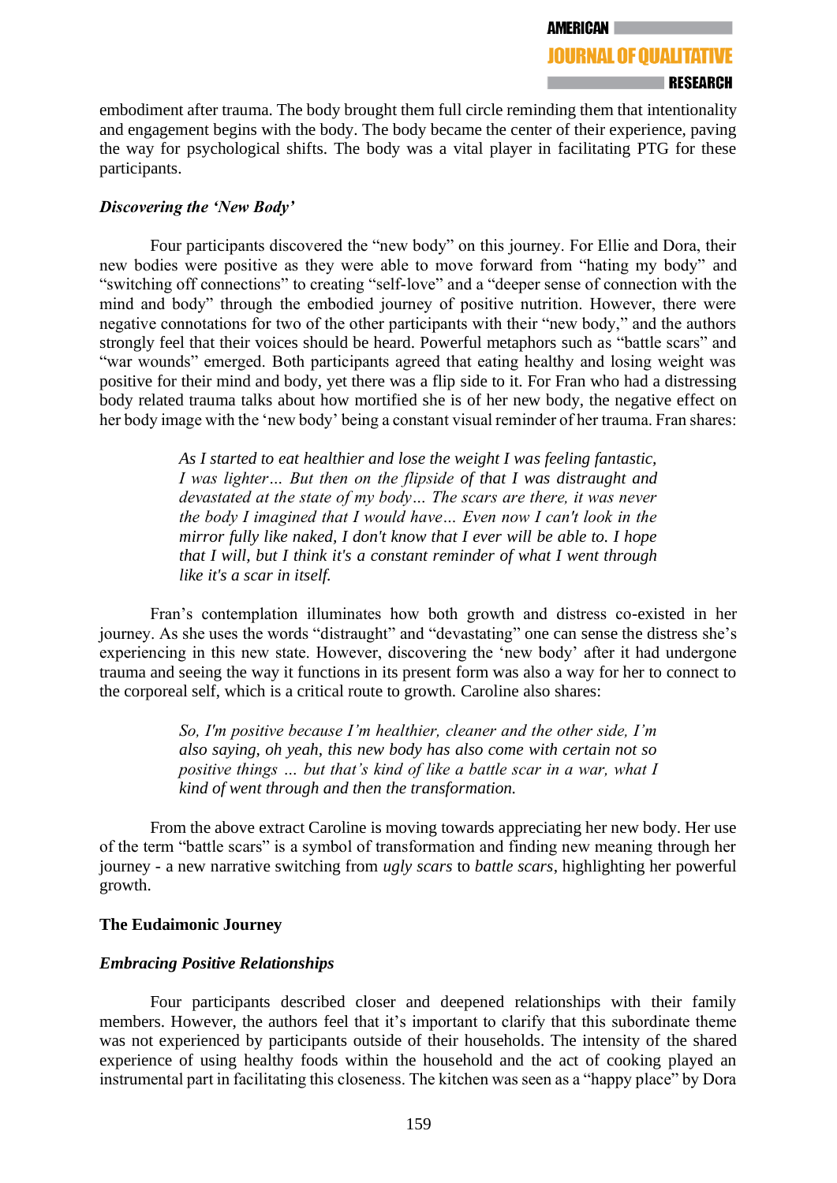embodiment after trauma. The body brought them full circle reminding them that intentionality and engagement begins with the body. The body became the center of their experience, paving the way for psychological shifts. The body was a vital player in facilitating PTG for these participants.

### *Discovering the 'New Body'*

Four participants discovered the "new body" on this journey. For Ellie and Dora, their new bodies were positive as they were able to move forward from "hating my body" and "switching off connections" to creating "self-love" and a "deeper sense of connection with the mind and body" through the embodied journey of positive nutrition. However, there were negative connotations for two of the other participants with their "new body," and the authors strongly feel that their voices should be heard. Powerful metaphors such as "battle scars" and "war wounds" emerged. Both participants agreed that eating healthy and losing weight was positive for their mind and body, yet there was a flip side to it. For Fran who had a distressing body related trauma talks about how mortified she is of her new body, the negative effect on her body image with the 'new body' being a constant visual reminder of her trauma. Fran shares:

> *As I started to eat healthier and lose the weight I was feeling fantastic, I was lighter… But then on the flipside of that I was distraught and devastated at the state of my body… The scars are there, it was never the body I imagined that I would have… Even now I can't look in the mirror fully like naked, I don't know that I ever will be able to. I hope that I will, but I think it's a constant reminder of what I went through like it's a scar in itself.*

Fran's contemplation illuminates how both growth and distress co-existed in her journey. As she uses the words "distraught" and "devastating" one can sense the distress she's experiencing in this new state. However, discovering the 'new body' after it had undergone trauma and seeing the way it functions in its present form was also a way for her to connect to the corporeal self, which is a critical route to growth. Caroline also shares:

> *So, I'm positive because I'm healthier, cleaner and the other side, I'm also saying, oh yeah, this new body has also come with certain not so positive things … but that's kind of like a battle scar in a war, what I kind of went through and then the transformation.*

From the above extract Caroline is moving towards appreciating her new body. Her use of the term "battle scars" is a symbol of transformation and finding new meaning through her journey - a new narrative switching from *ugly scars* to *battle scars*, highlighting her powerful growth.

## The Eudaimonic Journey

### *Embracing Positive Relationships*

Four participants described closer and deepened relationships with their family members. However, the authors feel that it's important to clarify that this subordinate theme was not experienced by participants outside of their households. The intensity of the shared experience of using healthy foods within the household and the act of cooking played an instrumental part in facilitating this closeness. The kitchen was seen as a "happy place" by Dora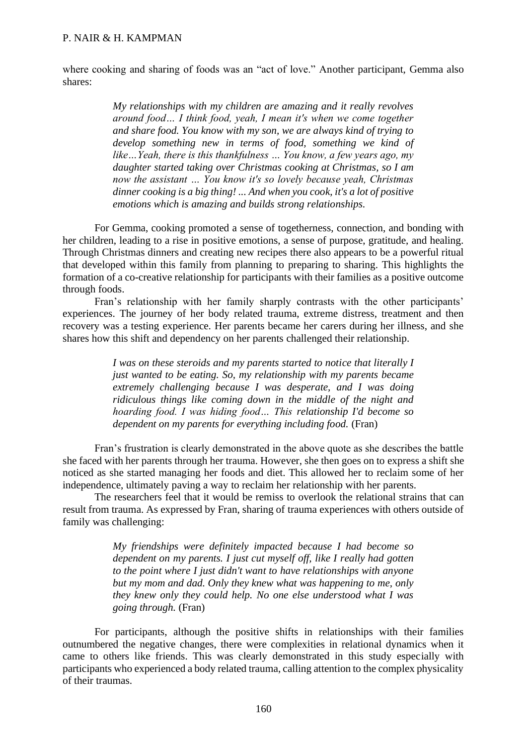where cooking and sharing of foods was an "act of love." Another participant, Gemma also shares:

> *My relationships with my children are amazing and it really revolves around food… I think food, yeah, I mean it's when we come together and share food. You know with my son, we are always kind of trying to develop something new in terms of food, something we kind of like…Yeah, there is this thankfulness … You know, a few years ago, my daughter started taking over Christmas cooking at Christmas, so I am now the assistant … You know it's so lovely because yeah, Christmas dinner cooking is a big thing! ... And when you cook, it's a lot of positive emotions which is amazing and builds strong relationships.*

For Gemma, cooking promoted a sense of togetherness, connection, and bonding with her children, leading to a rise in positive emotions, a sense of purpose, gratitude, and healing. Through Christmas dinners and creating new recipes there also appears to be a powerful ritual that developed within this family from planning to preparing to sharing. This highlights the formation of a co-creative relationship for participants with their families as a positive outcome through foods.

Fran's relationship with her family sharply contrasts with the other participants' experiences. The journey of her body related trauma, extreme distress, treatment and then recovery was a testing experience. Her parents became her carers during her illness, and she shares how this shift and dependency on her parents challenged their relationship.

> *I was on these steroids and my parents started to notice that literally I just wanted to be eating. So, my relationship with my parents became extremely challenging because I was desperate, and I was doing ridiculous things like coming down in the middle of the night and hoarding food. I was hiding food… This relationship I'd become so dependent on my parents for everything including food.* (Fran)

Fran's frustration is clearly demonstrated in the above quote as she describes the battle she faced with her parents through her trauma. However, she then goes on to express a shift she noticed as she started managing her foods and diet. This allowed her to reclaim some of her independence, ultimately paving a way to reclaim her relationship with her parents.

The researchers feel that it would be remiss to overlook the relational strains that can result from trauma. As expressed by Fran, sharing of trauma experiences with others outside of family was challenging:

> *My friendships were definitely impacted because I had become so dependent on my parents. I just cut myself off, like I really had gotten to the point where I just didn't want to have relationships with anyone but my mom and dad. Only they knew what was happening to me, only they knew only they could help. No one else understood what I was going through.* (Fran)

For participants, although the positive shifts in relationships with their families outnumbered the negative changes, there were complexities in relational dynamics when it came to others like friends. This was clearly demonstrated in this study especially with participants who experienced a body related trauma, calling attention to the complex physicality of their traumas.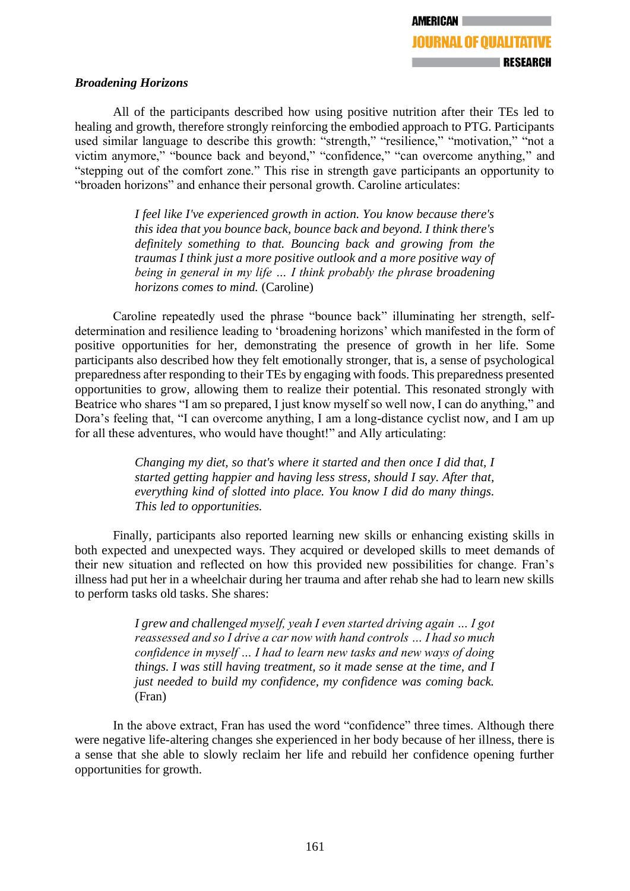### *Broadening Horizons*

All of the participants described how using positive nutrition after their TEs led to healing and growth, therefore strongly reinforcing the embodied approach to PTG. Participants used similar language to describe this growth: "strength," "resilience," "motivation," "not a victim anymore," "bounce back and beyond," "confidence," "can overcome anything," and "stepping out of the comfort zone." This rise in strength gave participants an opportunity to "broaden horizons" and enhance their personal growth. Caroline articulates:

> *I feel like I've experienced growth in action. You know because there's this idea that you bounce back, bounce back and beyond. I think there's definitely something to that. Bouncing back and growing from the traumas I think just a more positive outlook and a more positive way of being in general in my life … I think probably the phrase broadening horizons comes to mind.* (Caroline)

Caroline repeatedly used the phrase "bounce back" illuminating her strength, self-determination and resilience leading to 'broadening horizons' which manifested in the form of positive opportunities for her, demonstrating the presence of growth in her life. Some participants also described how they felt emotionally stronger, that is, a sense of psychological preparedness after responding to their TEs by engaging with foods. This preparedness presented opportunities to grow, allowing them to realize their potential. This resonated strongly with Beatrice who shares "I am so prepared, I just know myself so well now, I can do anything," and Dora's feeling that, "I can overcome anything, I am a long-distance cyclist now, and I am up for all these adventures, who would have thought!" and Ally articulating:

> *Changing my diet, so that's where it started and then once I did that, I started getting happier and having less stress, should I say. After that, everything kind of slotted into place. You know I did do many things. This led to opportunities.*

Finally, participants also reported learning new skills or enhancing existing skills in both expected and unexpected ways. They acquired or developed skills to meet demands of their new situation and reflected on how this provided new possibilities for change. Fran's illness had put her in a wheelchair during her trauma and after rehab she had to learn new skills to perform tasks old tasks. She shares:

> *I grew and challenged myself, yeah I even started driving again … I got reassessed and so I drive a car now with hand controls … I had so much confidence in myself … I had to learn new tasks and new ways of doing things. I was still having treatment, so it made sense at the time, and I just needed to build my confidence, my confidence was coming back.* (Fran)

In the above extract, Fran has used the word "confidence" three times. Although there were negative life-altering changes she experienced in her body because of her illness, there is a sense that she able to slowly reclaim her life and rebuild her confidence opening further opportunities for growth.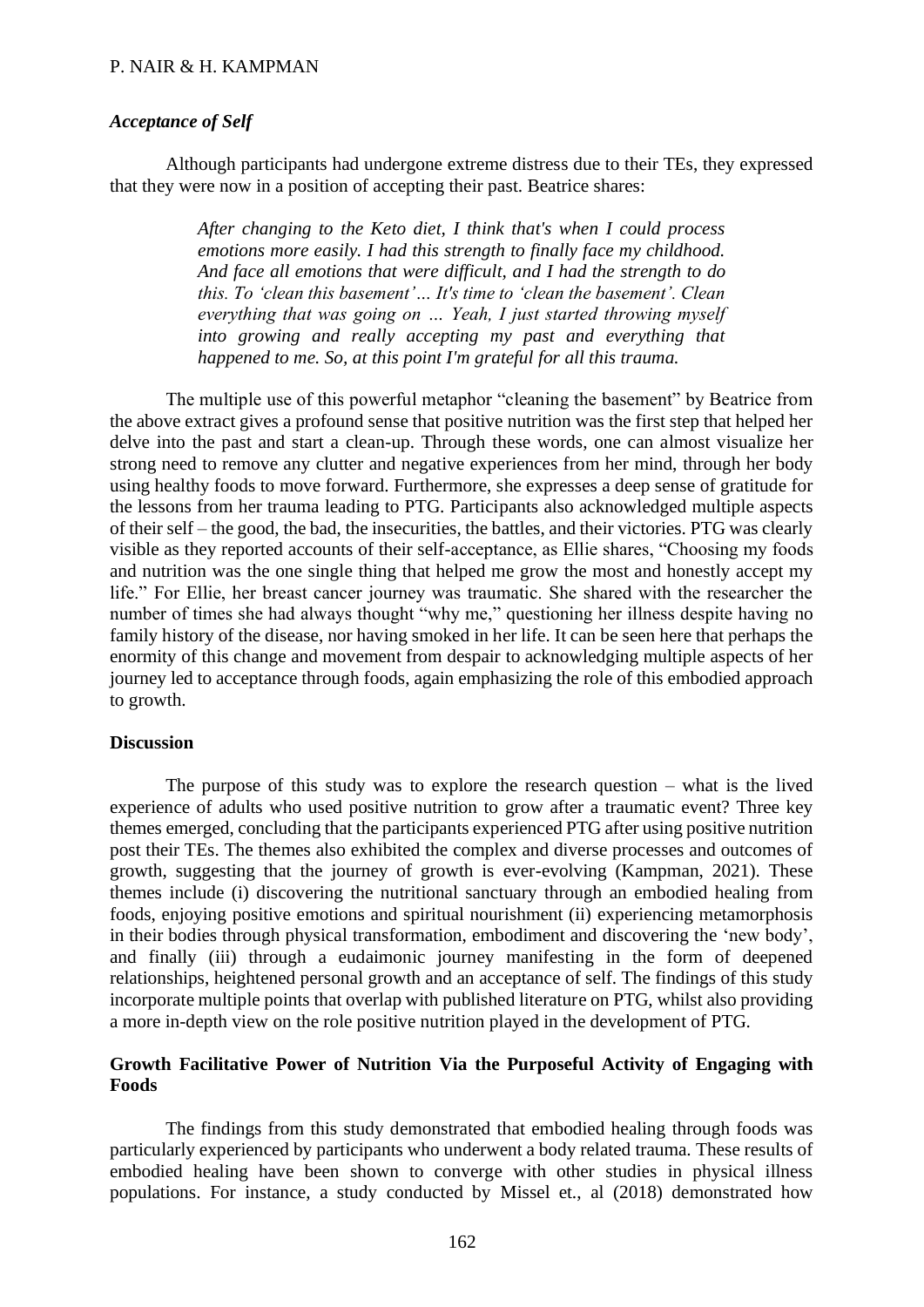### *Acceptance of Self*

Although participants had undergone extreme distress due to their TEs, they expressed that they were now in a position of accepting their past. Beatrice shares:

> *After changing to the Keto diet, I think that's when I could process emotions more easily. I had this strength to finally face my childhood. And face all emotions that were difficult, and I had the strength to do this. To 'clean this basement'… It's time to 'clean the basement'. Clean everything that was going on … Yeah, I just started throwing myself into growing and really accepting my past and everything that happened to me. So, at this point I'm grateful for all this trauma.*

The multiple use of this powerful metaphor "cleaning the basement" by Beatrice from the above extract gives a profound sense that positive nutrition was the first step that helped her delve into the past and start a clean-up. Through these words, one can almost visualize her strong need to remove any clutter and negative experiences from her mind, through her body using healthy foods to move forward. Furthermore, she expresses a deep sense of gratitude for the lessons from her trauma leading to PTG. Participants also acknowledged multiple aspects of their self – the good, the bad, the insecurities, the battles, and their victories. PTG was clearly visible as they reported accounts of their self-acceptance, as Ellie shares, "Choosing my foods and nutrition was the one single thing that helped me grow the most and honestly accept my life." For Ellie, her breast cancer journey was traumatic. She shared with the researcher the number of times she had always thought "why me," questioning her illness despite having no family history of the disease, nor having smoked in her life. It can be seen here that perhaps the enormity of this change and movement from despair to acknowledging multiple aspects of her journey led to acceptance through foods, again emphasizing the role of this embodied approach to growth.

## Discussion

The purpose of this study was to explore the research question – what is the lived experience of adults who used positive nutrition to grow after a traumatic event? Three key themes emerged, concluding that the participants experienced PTG after using positive nutrition post their TEs. The themes also exhibited the complex and diverse processes and outcomes of growth, suggesting that the journey of growth is ever-evolving (Kampman, 2021). These themes include (i) discovering the nutritional sanctuary through an embodied healing from foods, enjoying positive emotions and spiritual nourishment (ii) experiencing metamorphosis in their bodies through physical transformation, embodiment and discovering the 'new body', and finally (iii) through a eudaimonic journey manifesting in the form of deepened relationships, heightened personal growth and an acceptance of self. The findings of this study incorporate multiple points that overlap with published literature on PTG, whilst also providing a more in-depth view on the role positive nutrition played in the development of PTG.

### Growth Facilitative Power of Nutrition Via the Purposeful Activity of Engaging with Foods

The findings from this study demonstrated that embodied healing through foods was particularly experienced by participants who underwent a body related trauma. These results of embodied healing have been shown to converge with other studies in physical illness populations. For instance, a study conducted by Missel et., al (2018) demonstrated how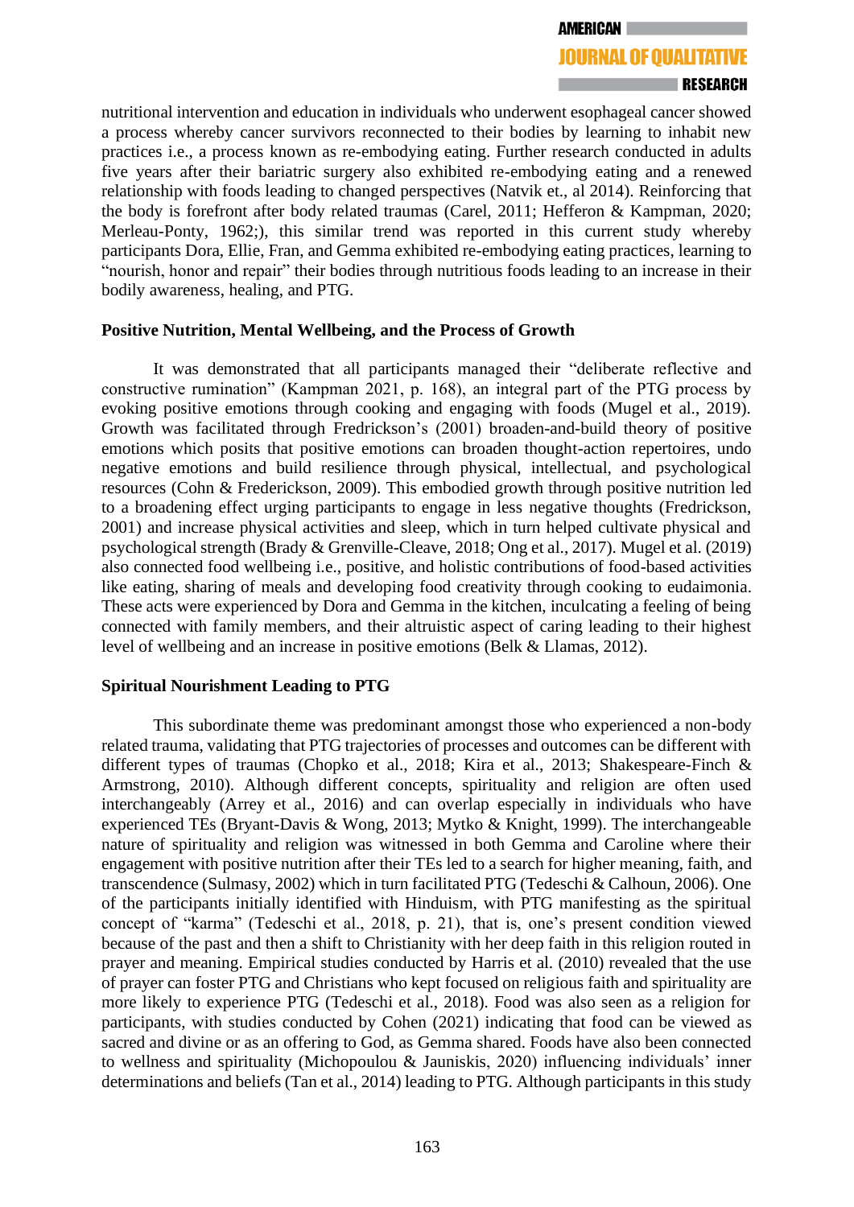nutritional intervention and education in individuals who underwent esophageal cancer showed a process whereby cancer survivors reconnected to their bodies by learning to inhabit new practices i.e., a process known as re-embodying eating. Further research conducted in adults five years after their bariatric surgery also exhibited re-embodying eating and a renewed relationship with foods leading to changed perspectives (Natvik et., al 2014). Reinforcing that the body is forefront after body related traumas (Carel, 2011; Hefferon & Kampman, 2020; Merleau-Ponty, 1962;), this similar trend was reported in this current study whereby participants Dora, Ellie, Fran, and Gemma exhibited re-embodying eating practices, learning to "nourish, honor and repair" their bodies through nutritious foods leading to an increase in their bodily awareness, healing, and PTG.

**Positive Nutrition, Mental Wellbeing, and the Process of Growth**

It was demonstrated that all participants managed their "deliberate reflective and constructive rumination" (Kampman 2021, p. 168), an integral part of the PTG process by evoking positive emotions through cooking and engaging with foods (Mugel et al., 2019). Growth was facilitated through Fredrickson's (2001) broaden-and-build theory of positive emotions which posits that positive emotions can broaden thought-action repertoires, undo negative emotions and build resilience through physical, intellectual, and psychological resources (Cohn & Frederickson, 2009). This embodied growth through positive nutrition led to a broadening effect urging participants to engage in less negative thoughts (Fredrickson, 2001) and increase physical activities and sleep, which in turn helped cultivate physical and psychological strength (Brady & Grenville-Cleave, 2018; Ong et al., 2017). Mugel et al. (2019) also connected food wellbeing i.e., positive, and holistic contributions of food-based activities like eating, sharing of meals and developing food creativity through cooking to eudaimonia. These acts were experienced by Dora and Gemma in the kitchen, inculcating a feeling of being connected with family members, and their altruistic aspect of caring leading to their highest level of wellbeing and an increase in positive emotions (Belk & Llamas, 2012).

**Spiritual Nourishment Leading to PTG**

This subordinate theme was predominant amongst those who experienced a non-body related trauma, validating that PTG trajectories of processes and outcomes can be different with different types of traumas (Chopko et al., 2018; Kira et al., 2013; Shakespeare-Finch & Armstrong, 2010). Although different concepts, spirituality and religion are often used interchangeably (Arrey et al., 2016) and can overlap especially in individuals who have experienced TEs (Bryant-Davis & Wong, 2013; Mytko & Knight, 1999). The interchangeable nature of spirituality and religion was witnessed in both Gemma and Caroline where their engagement with positive nutrition after their TEs led to a search for higher meaning, faith, and transcendence (Sulmasy, 2002) which in turn facilitated PTG (Tedeschi & Calhoun, 2006). One of the participants initially identified with Hinduism, with PTG manifesting as the spiritual concept of "karma" (Tedeschi et al., 2018, p. 21), that is, one's present condition viewed because of the past and then a shift to Christianity with her deep faith in this religion routed in prayer and meaning. Empirical studies conducted by Harris et al. (2010) revealed that the use of prayer can foster PTG and Christians who kept focused on religious faith and spirituality are more likely to experience PTG (Tedeschi et al., 2018). Food was also seen as a religion for participants, with studies conducted by Cohen (2021) indicating that food can be viewed as sacred and divine or as an offering to God, as Gemma shared. Foods have also been connected to wellness and spirituality (Michopoulou & Jauniskis, 2020) influencing individuals' inner determinations and beliefs (Tan et al., 2014) leading to PTG. Although participants in this study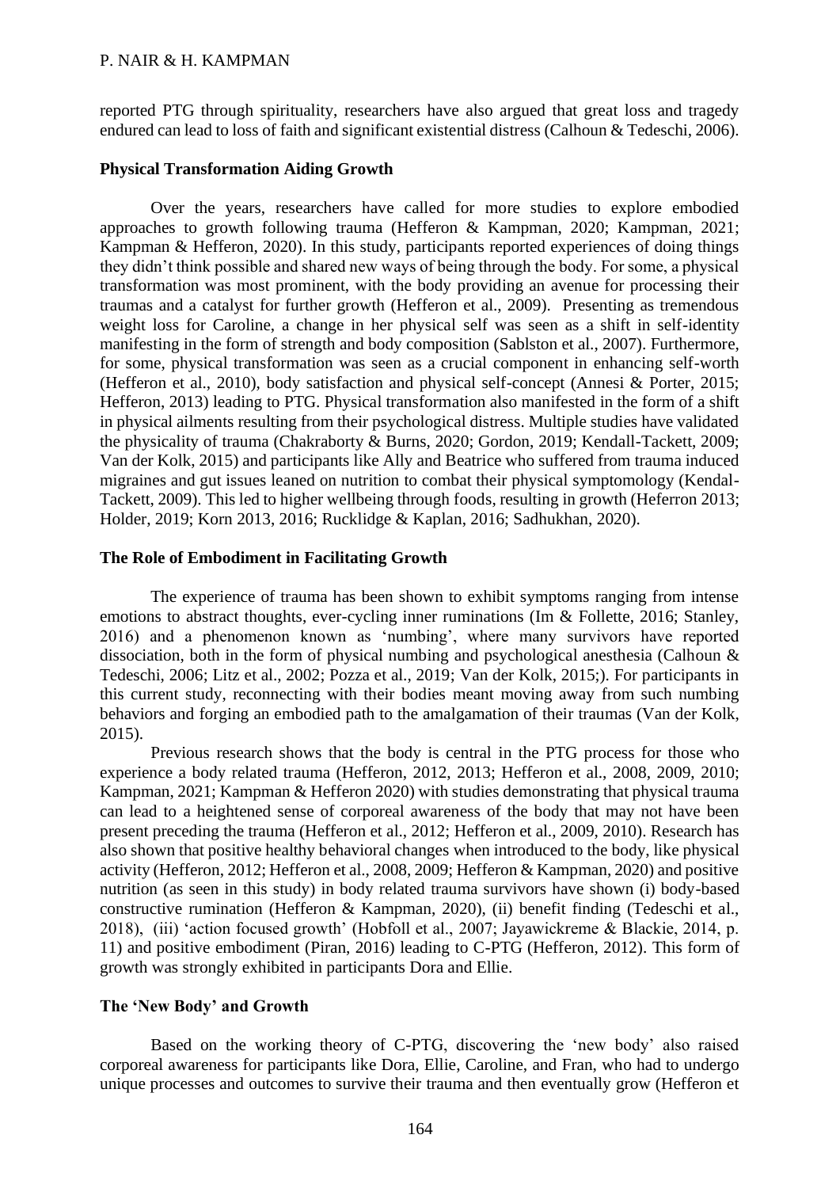reported PTG through spirituality, researchers have also argued that great loss and tragedy endured can lead to loss of faith and significant existential distress (Calhoun & Tedeschi, 2006).

### Physical Transformation Aiding Growth

Over the years, researchers have called for more studies to explore embodied approaches to growth following trauma (Hefferon & Kampman, 2020; Kampman, 2021; Kampman & Hefferon, 2020). In this study, participants reported experiences of doing things they didn't think possible and shared new ways of being through the body. For some, a physical transformation was most prominent, with the body providing an avenue for processing their traumas and a catalyst for further growth (Hefferon et al., 2009). Presenting as tremendous weight loss for Caroline, a change in her physical self was seen as a shift in self-identity manifesting in the form of strength and body composition (Sablston et al., 2007). Furthermore, for some, physical transformation was seen as a crucial component in enhancing self-worth (Hefferon et al., 2010), body satisfaction and physical self-concept (Annesi & Porter, 2015; Hefferon, 2013) leading to PTG. Physical transformation also manifested in the form of a shift in physical ailments resulting from their psychological distress. Multiple studies have validated the physicality of trauma (Chakraborty & Burns, 2020; Gordon, 2019; Kendall-Tackett, 2009; Van der Kolk, 2015) and participants like Ally and Beatrice who suffered from trauma induced migraines and gut issues leaned on nutrition to combat their physical symptomology (Kendal-Tackett, 2009). This led to higher wellbeing through foods, resulting in growth (Heferron 2013; Holder, 2019; Korn 2013, 2016; Rucklidge & Kaplan, 2016; Sadhukhan, 2020).

### The Role of Embodiment in Facilitating Growth

The experience of trauma has been shown to exhibit symptoms ranging from intense emotions to abstract thoughts, ever-cycling inner ruminations (Im & Follette, 2016; Stanley, 2016) and a phenomenon known as 'numbing', where many survivors have reported dissociation, both in the form of physical numbing and psychological anesthesia (Calhoun & Tedeschi, 2006; Litz et al., 2002; Pozza et al., 2019; Van der Kolk, 2015;). For participants in this current study, reconnecting with their bodies meant moving away from such numbing behaviors and forging an embodied path to the amalgamation of their traumas (Van der Kolk, 2015).

Previous research shows that the body is central in the PTG process for those who experience a body related trauma (Hefferon, 2012, 2013; Hefferon et al., 2008, 2009, 2010; Kampman, 2021; Kampman & Hefferon 2020) with studies demonstrating that physical trauma can lead to a heightened sense of corporeal awareness of the body that may not have been present preceding the trauma (Hefferon et al., 2012; Hefferon et al., 2009, 2010). Research has also shown that positive healthy behavioral changes when introduced to the body, like physical activity (Hefferon, 2012; Hefferon et al., 2008, 2009; Hefferon & Kampman, 2020) and positive nutrition (as seen in this study) in body related trauma survivors have shown (i) body-based constructive rumination (Hefferon & Kampman, 2020), (ii) benefit finding (Tedeschi et al., 2018), (iii) 'action focused growth' (Hobfoll et al., 2007; Jayawickreme & Blackie, 2014, p. 11) and positive embodiment (Piran, 2016) leading to C-PTG (Hefferon, 2012). This form of growth was strongly exhibited in participants Dora and Ellie.

### The 'New Body' and Growth

Based on the working theory of C-PTG, discovering the 'new body' also raised corporeal awareness for participants like Dora, Ellie, Caroline, and Fran, who had to undergo unique processes and outcomes to survive their trauma and then eventually grow (Hefferon et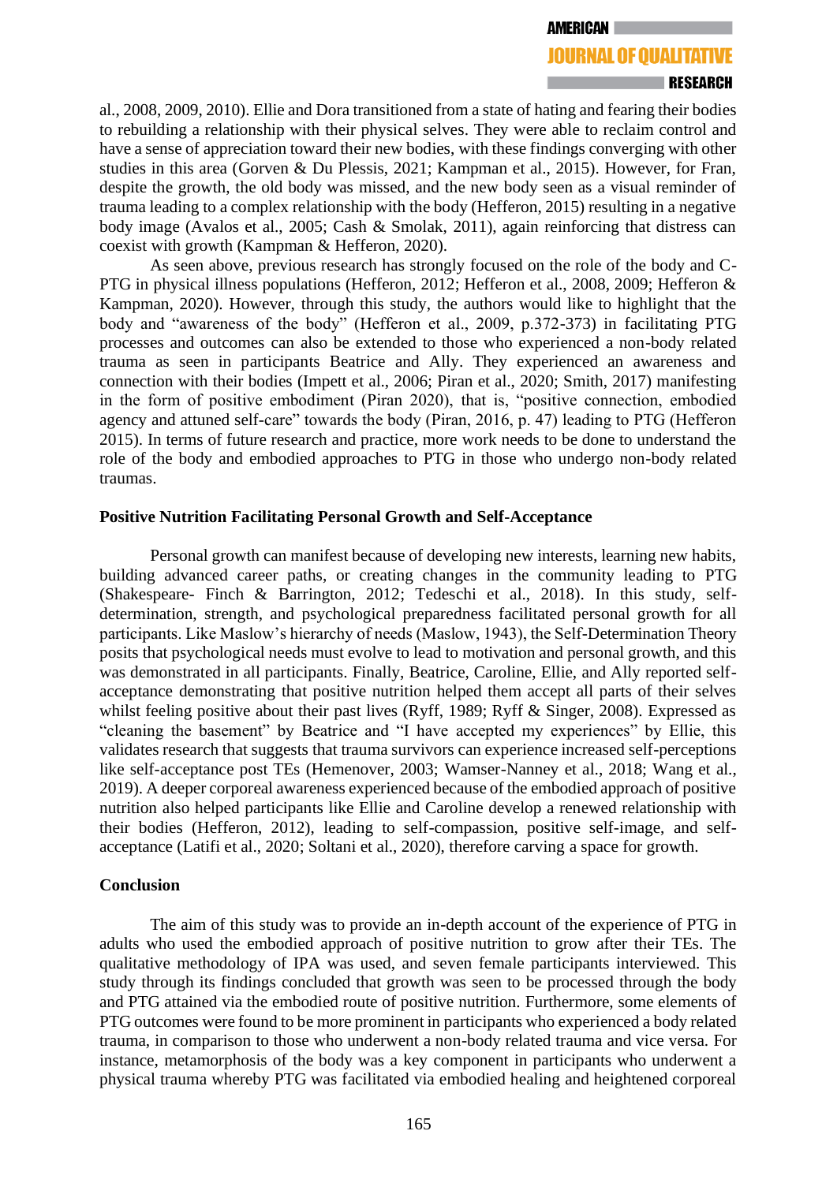al., 2008, 2009, 2010). Ellie and Dora transitioned from a state of hating and fearing their bodies to rebuilding a relationship with their physical selves. They were able to reclaim control and have a sense of appreciation toward their new bodies, with these findings converging with other studies in this area (Gorven & Du Plessis, 2021; Kampman et al., 2015). However, for Fran, despite the growth, the old body was missed, and the new body seen as a visual reminder of trauma leading to a complex relationship with the body (Hefferon, 2015) resulting in a negative body image (Avalos et al., 2005; Cash & Smolak, 2011), again reinforcing that distress can coexist with growth (Kampman & Hefferon, 2020).

As seen above, previous research has strongly focused on the role of the body and C-PTG in physical illness populations (Hefferon, 2012; Hefferon et al., 2008, 2009; Hefferon & Kampman, 2020). However, through this study, the authors would like to highlight that the body and "awareness of the body" (Hefferon et al., 2009, p.372-373) in facilitating PTG processes and outcomes can also be extended to those who experienced a non-body related trauma as seen in participants Beatrice and Ally. They experienced an awareness and connection with their bodies (Impett et al., 2006; Piran et al., 2020; Smith, 2017) manifesting in the form of positive embodiment (Piran 2020), that is, "positive connection, embodied agency and attuned self-care" towards the body (Piran, 2016, p. 47) leading to PTG (Hefferon 2015). In terms of future research and practice, more work needs to be done to understand the role of the body and embodied approaches to PTG in those who undergo non-body related traumas.

### Positive Nutrition Facilitating Personal Growth and Self-Acceptance

Personal growth can manifest because of developing new interests, learning new habits, building advanced career paths, or creating changes in the community leading to PTG (Shakespeare- Finch & Barrington, 2012; Tedeschi et al., 2018). In this study, self-determination, strength, and psychological preparedness facilitated personal growth for all participants. Like Maslow's hierarchy of needs (Maslow, 1943), the Self-Determination Theory posits that psychological needs must evolve to lead to motivation and personal growth, and this was demonstrated in all participants. Finally, Beatrice, Caroline, Ellie, and Ally reported self-acceptance demonstrating that positive nutrition helped them accept all parts of their selves whilst feeling positive about their past lives (Ryff, 1989; Ryff & Singer, 2008). Expressed as "cleaning the basement" by Beatrice and "I have accepted my experiences" by Ellie, this validates research that suggests that trauma survivors can experience increased self-perceptions like self-acceptance post TEs (Hemenover, 2003; Wamser-Nanney et al., 2018; Wang et al., 2019). A deeper corporeal awareness experienced because of the embodied approach of positive nutrition also helped participants like Ellie and Caroline develop a renewed relationship with their bodies (Hefferon, 2012), leading to self-compassion, positive self-image, and self-acceptance (Latifi et al., 2020; Soltani et al., 2020), therefore carving a space for growth.

## Conclusion

The aim of this study was to provide an in-depth account of the experience of PTG in adults who used the embodied approach of positive nutrition to grow after their TEs. The qualitative methodology of IPA was used, and seven female participants interviewed. This study through its findings concluded that growth was seen to be processed through the body and PTG attained via the embodied route of positive nutrition. Furthermore, some elements of PTG outcomes were found to be more prominent in participants who experienced a body related trauma, in comparison to those who underwent a non-body related trauma and vice versa. For instance, metamorphosis of the body was a key component in participants who underwent a physical trauma whereby PTG was facilitated via embodied healing and heightened corporeal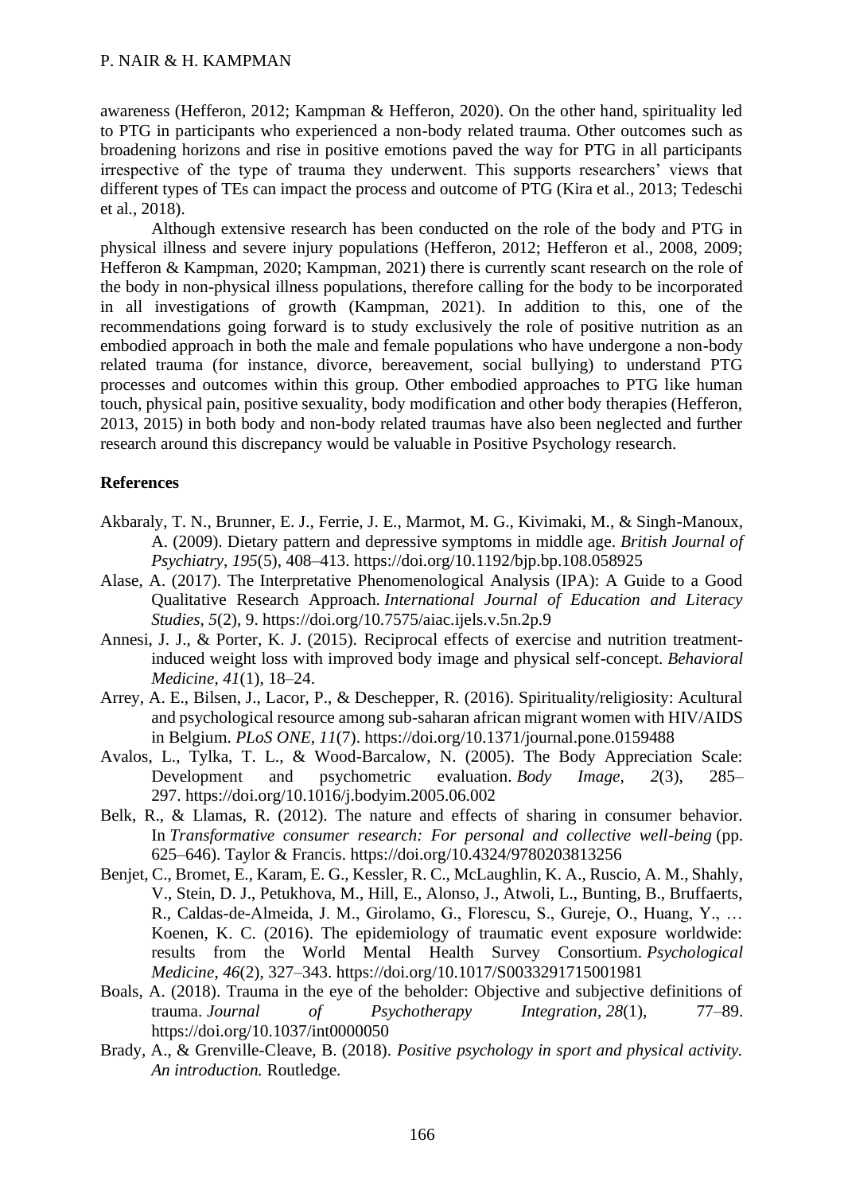awareness (Hefferon, 2012; Kampman & Hefferon, 2020). On the other hand, spirituality led to PTG in participants who experienced a non-body related trauma. Other outcomes such as broadening horizons and rise in positive emotions paved the way for PTG in all participants irrespective of the type of trauma they underwent. This supports researchers' views that different types of TEs can impact the process and outcome of PTG (Kira et al., 2013; Tedeschi et al., 2018).

Although extensive research has been conducted on the role of the body and PTG in physical illness and severe injury populations (Hefferon, 2012; Hefferon et al., 2008, 2009; Hefferon & Kampman, 2020; Kampman, 2021) there is currently scant research on the role of the body in non-physical illness populations, therefore calling for the body to be incorporated in all investigations of growth (Kampman, 2021). In addition to this, one of the recommendations going forward is to study exclusively the role of positive nutrition as an embodied approach in both the male and female populations who have undergone a non-body related trauma (for instance, divorce, bereavement, social bullying) to understand PTG processes and outcomes within this group. Other embodied approaches to PTG like human touch, physical pain, positive sexuality, body modification and other body therapies (Hefferon, 2013, 2015) in both body and non-body related traumas have also been neglected and further research around this discrepancy would be valuable in Positive Psychology research.

## References

Akbaraly, T. N., Brunner, E. J., Ferrie, J. E., Marmot, M. G., Kivimaki, M., & Singh-Manoux, A. (2009). Dietary pattern and depressive symptoms in middle age. *British Journal of Psychiatry*, *195*(5), 408–413. https://doi.org/10.1192/bjp.bp.108.058925

Alase, A. (2017). The Interpretative Phenomenological Analysis (IPA): A Guide to a Good Qualitative Research Approach. *International Journal of Education and Literacy Studies*, *5*(2), 9. https://doi.org/10.7575/aiac.ijels.v.5n.2p.9

Annesi, J. J., & Porter, K. J. (2015). Reciprocal effects of exercise and nutrition treatment-induced weight loss with improved body image and physical self-concept. *Behavioral Medicine*, *41*(1), 18–24.

Arrey, A. E., Bilsen, J., Lacor, P., & Deschepper, R. (2016). Spirituality/religiosity: Acultural and psychological resource among sub-saharan african migrant women with HIV/AIDS in Belgium. *PLoS ONE*, *11*(7). https://doi.org/10.1371/journal.pone.0159488

Avalos, L., Tylka, T. L., & Wood-Barcalow, N. (2005). The Body Appreciation Scale: Development and psychometric evaluation. *Body Image*, *2*(3), 285–297. https://doi.org/10.1016/j.bodyim.2005.06.002

Belk, R., & Llamas, R. (2012). The nature and effects of sharing in consumer behavior. In *Transformative consumer research: For personal and collective well-being* (pp. 625–646). Taylor & Francis. https://doi.org/10.4324/9780203813256

Benjet, C., Bromet, E., Karam, E. G., Kessler, R. C., McLaughlin, K. A., Ruscio, A. M., Shahly, V., Stein, D. J., Petukhova, M., Hill, E., Alonso, J., Atwoli, L., Bunting, B., Bruffaerts, R., Caldas-de-Almeida, J. M., Girolamo, G., Florescu, S., Gureje, O., Huang, Y., … Koenen, K. C. (2016). The epidemiology of traumatic event exposure worldwide: results from the World Mental Health Survey Consortium. *Psychological Medicine*, *46*(2), 327–343. https://doi.org/10.1017/S0033291715001981

Boals, A. (2018). Trauma in the eye of the beholder: Objective and subjective definitions of trauma. *Journal of Psychotherapy Integration*, *28*(1), 77–89. https://doi.org/10.1037/int0000050

Brady, A., & Grenville-Cleave, B. (2018). *Positive psychology in sport and physical activity. An introduction.* Routledge.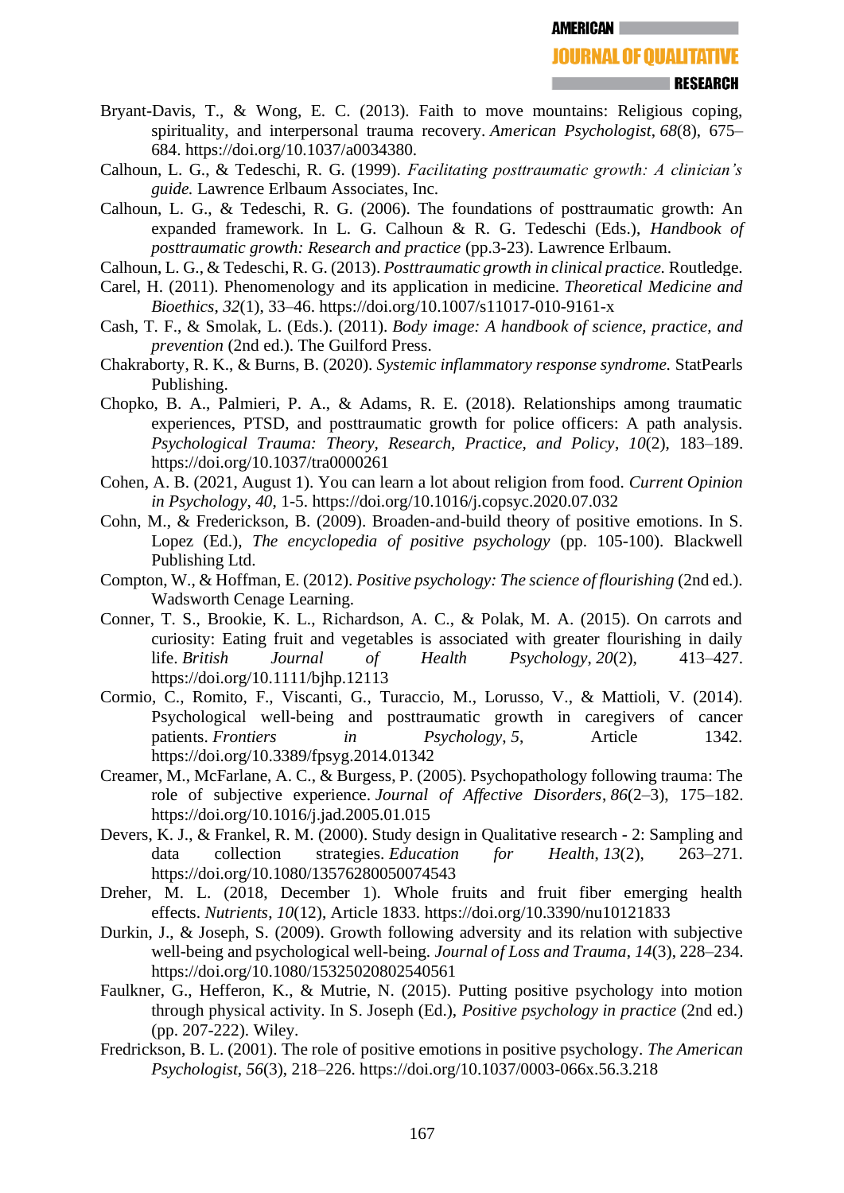Bryant-Davis, T., & Wong, E. C. (2013). Faith to move mountains: Religious coping, spirituality, and interpersonal trauma recovery. *American Psychologist*, *68*(8), 675–684. https://doi.org/10.1037/a0034380.

Calhoun, L. G., & Tedeschi, R. G. (1999). *Facilitating posttraumatic growth: A clinician's guide.* Lawrence Erlbaum Associates, Inc.

Calhoun, L. G., & Tedeschi, R. G. (2006). The foundations of posttraumatic growth: An expanded framework. In L. G. Calhoun & R. G. Tedeschi (Eds.), *Handbook of posttraumatic growth: Research and practice* (pp.3-23). Lawrence Erlbaum.

Calhoun, L. G., & Tedeschi, R. G (2013). *Posttraumatic growth in clinical practice.* Routledge.

Carel, H. (2011). Phenomenology and its application in medicine. *Theoretical Medicine and Bioethics*, *32*(1), 33–46. https://doi.org/10.1007/s11017-010-9161-x

Cash, T. F., & Smolak, L. (Eds.). (2011). *Body image: A handbook of science, practice, and prevention* (2nd ed.). The Guilford Press.

Chakraborty, R. K., & Burns, B. (2020). *Systemic inflammatory response syndrome.* StatPearls Publishing.

Chopko, B. A., Palmieri, P. A., & Adams, R. E. (2018). Relationships among traumatic experiences, PTSD, and posttraumatic growth for police officers: A path analysis. *Psychological Trauma: Theory, Research, Practice, and Policy*, *10*(2), 183–189. https://doi.org/10.1037/tra0000261

Cohen, A. B. (2021, August 1). You can learn a lot about religion from food. *Current Opinion in Psychology*, *40*, 1-5. https://doi.org/10.1016/j.copsyc.2020.07.032

Cohn, M., & Frederickson, B. (2009). Broaden-and-build theory of positive emotions. In S. Lopez (Ed.), *The encyclopedia of positive psychology* (pp. 105-100). Blackwell Publishing Ltd.

Compton, W., & Hoffman, E. (2012). *Positive psychology: The science of flourishing* (2nd ed.). Wadsworth Cenage Learning.

Conner, T. S., Brookie, K. L., Richardson, A. C., & Polak, M. A. (2015). On carrots and curiosity: Eating fruit and vegetables is associated with greater flourishing in daily life. *British Journal of Health Psychology*, *20*(2), 413–427. https://doi.org/10.1111/bjhp.12113

Cormio, C., Romito, F., Viscanti, G., Turaccio, M., Lorusso, V., & Mattioli, V. (2014). Psychological well-being and posttraumatic growth in caregivers of cancer patients. *Frontiers in Psychology*, *5*, Article 1342. https://doi.org/10.3389/fpsyg.2014.01342

Creamer, M., McFarlane, A. C., & Burgess, P. (2005). Psychopathology following trauma: The role of subjective experience. *Journal of Affective Disorders*, *86*(2–3), 175–182. https://doi.org/10.1016/j.jad.2005.01.015

Devers, K. J., & Frankel, R. M. (2000). Study design in Qualitative research - 2: Sampling and data collection strategies. *Education for Health*, *13*(2), 263–271. https://doi.org/10.1080/13576280050074543

Dreher, M. L. (2018, December 1). Whole fruits and fruit fiber emerging health effects. *Nutrients*, *10*(12), Article 1833. https://doi.org/10.3390/nu10121833

Durkin, J., & Joseph, S. (2009). Growth following adversity and its relation with subjective well-being and psychological well-being. *Journal of Loss and Trauma*, *14*(3), 228–234. https://doi.org/10.1080/15325020802540561

Faulkner, G., Hefferon, K., & Mutrie, N. (2015). Putting positive psychology into motion through physical activity. In S. Joseph (Ed.), *Positive psychology in practice* (2nd ed.) (pp. 207-222). Wiley.

Fredrickson, B. L. (2001). The role of positive emotions in positive psychology. *The American Psychologist*, *56*(3), 218–226. https://doi.org/10.1037/0003-066x.56.3.218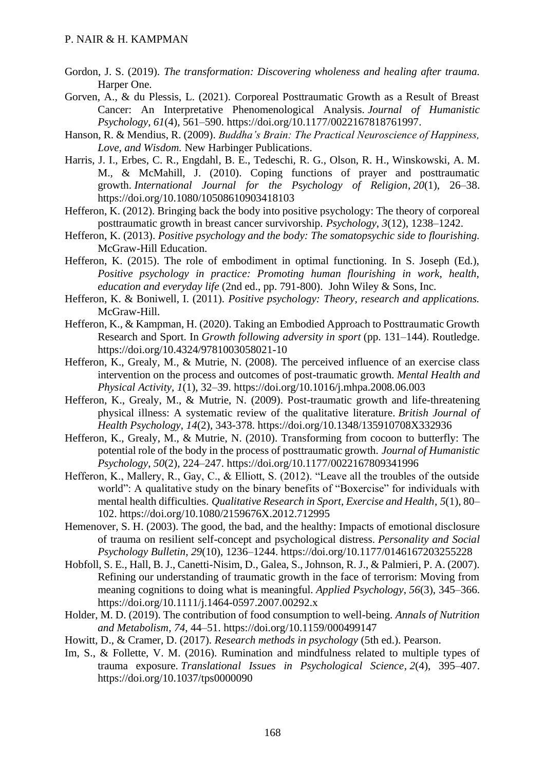Gordon, J. S. (2019). *The transformation: Discovering wholeness and healing after trauma.* Harper One.

Gorven, A., & du Plessis, L. (2021). Corporeal Posttraumatic Growth as a Result of Breast Cancer: An Interpretative Phenomenological Analysis. *Journal of Humanistic Psychology*, *61*(4), 561–590. https://doi.org/10.1177/0022167818761997.

Hanson, R. & Mendius, R. (2009). *Buddha's Brain: The Practical Neuroscience of Happiness, Love, and Wisdom.* New Harbinger Publications.

Harris, J. I., Erbes, C. R., Engdahl, B. E., Tedeschi, R. G., Olson, R. H., Winskowski, A. M. M., & McMahill, J. (2010). Coping functions of prayer and posttraumatic growth. *International Journal for the Psychology of Religion*, *20*(1), 26–38. https://doi.org/10.1080/10508610903418103

Hefferon, K. (2012). Bringing back the body into positive psychology: The theory of corporeal posttraumatic growth in breast cancer survivorship. *Psychology*, *3*(12), 1238–1242.

Hefferon, K. (2013). *Positive psychology and the body: The somatopsychic side to flourishing.* McGraw-Hill Education.

Hefferon, K. (2015). The role of embodiment in optimal functioning. In S. Joseph (Ed.), *Positive psychology in practice: Promoting human flourishing in work, health, education and everyday life* (2nd ed., pp. 791-800). John Wiley & Sons, Inc.

Hefferon, K. & Boniwell, I. (2011). *Positive psychology: Theory, research and applications.* McGraw-Hill.

Hefferon, K., & Kampman, H. (2020). Taking an Embodied Approach to Posttraumatic Growth Research and Sport. In *Growth following adversity in sport* (pp. 131–144). Routledge. https://doi.org/10.4324/9781003058021-10

Hefferon, K., Grealy, M., & Mutrie, N. (2008). The perceived influence of an exercise class intervention on the process and outcomes of post-traumatic growth. *Mental Health and Physical Activity*, *1*(1), 32–39. https://doi.org/10.1016/j.mhpa.2008.06.003

Hefferon, K., Grealy, M., & Mutrie, N. (2009). Post-traumatic growth and life-threatening physical illness: A systematic review of the qualitative literature. *British Journal of Health Psychology*, *14*(2), 343-378. https://doi.org/10.1348/135910708X332936

Hefferon, K., Grealy, M., & Mutrie, N. (2010). Transforming from cocoon to butterfly: The potential role of the body in the process of posttraumatic growth. *Journal of Humanistic Psychology*, *50*(2), 224–247. https://doi.org/10.1177/0022167809341996

Hefferon, K., Mallery, R., Gay, C., & Elliott, S. (2012). "Leave all the troubles of the outside world": A qualitative study on the binary benefits of "Boxercise" for individuals with mental health difficulties. *Qualitative Research in Sport, Exercise and Health*, *5*(1), 80–102. https://doi.org/10.1080/2159676X.2012.712995

Hemenover, S. H. (2003). The good, the bad, and the healthy: Impacts of emotional disclosure of trauma on resilient self-concept and psychological distress. *Personality and Social Psychology Bulletin*, *29*(10), 1236–1244. https://doi.org/10.1177/0146167203255228

Hobfoll, S. E., Hall, B. J., Canetti-Nisim, D., Galea, S., Johnson, R. J., & Palmieri, P. A. (2007). Refining our understanding of traumatic growth in the face of terrorism: Moving from meaning cognitions to doing what is meaningful. *Applied Psychology*, *56*(3), 345–366. https://doi.org/10.1111/j.1464-0597.2007.00292.x

Holder, M. D. (2019). The contribution of food consumption to well-being. *Annals of Nutrition and Metabolism*, *74*, 44–51. https://doi.org/10.1159/000499147

Howitt, D., & Cramer, D. (2017). *Research methods in psychology* (5th ed.). Pearson.

Im, S., & Follette, V. M. (2016). Rumination and mindfulness related to multiple types of trauma exposure. *Translational Issues in Psychological Science*, *2*(4), 395–407. https://doi.org/10.1037/tps0000090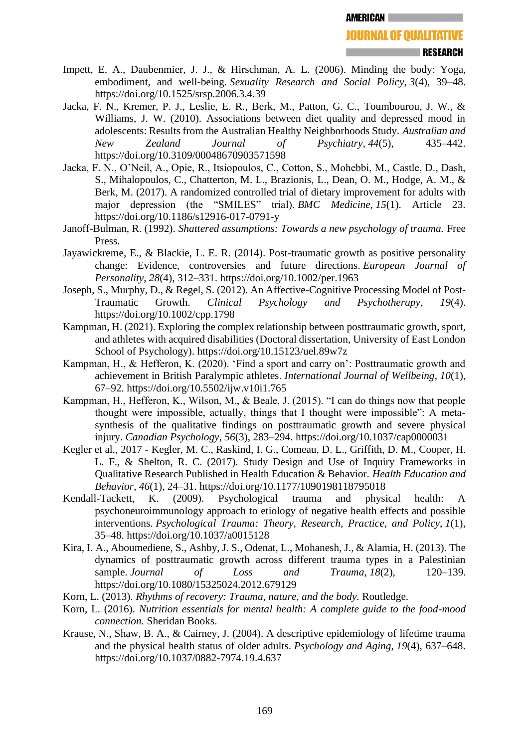Impett, E. A., Daubenmier, J. J., & Hirschman, A. L. (2006). Minding the body: Yoga, embodiment, and well-being. *Sexuality Research and Social Policy*, *3*(4), 39–48. https://doi.org/10.1525/srsp.2006.3.4.39

Jacka, F. N., Kremer, P. J., Leslie, E. R., Berk, M., Patton, G. C., Toumbourou, J. W., & Williams, J. W. (2010). Associations between diet quality and depressed mood in adolescents: Results from the Australian Healthy Neighborhoods Study. *Australian and New Zealand Journal of Psychiatry*, *44*(5), 435–442. https://doi.org/10.3109/00048670903571598

Jacka, F. N., O'Neil, A., Opie, R., Itsiopoulos, C., Cotton, S., Mohebbi, M., Castle, D., Dash, S., Mihalopoulos, C., Chatterton, M. L., Brazionis, L., Dean, O. M., Hodge, A. M., & Berk, M. (2017). A randomized controlled trial of dietary improvement for adults with major depression (the "SMILES" trial). *BMC Medicine*, *15*(1). Article 23. https://doi.org/10.1186/s12916-017-0791-y

Janoff-Bulman, R. (1992). *Shattered assumptions: Towards a new psychology of trauma.* Free Press.

Jayawickreme, E., & Blackie, L. E. R. (2014). Post-traumatic growth as positive personality change: Evidence, controversies and future directions. *European Journal of Personality*, *28*(4), 312–331. https://doi.org/10.1002/per.1963

Joseph, S., Murphy, D., & Regel, S. (2012). An Affective-Cognitive Processing Model of Post-Traumatic Growth. *Clinical Psychology and Psychotherapy*, *19*(4). https://doi.org/10.1002/cpp.1798

Kampman, H. (2021). Exploring the complex relationship between posttraumatic growth, sport, and athletes with acquired disabilities (Doctoral dissertation, University of East London School of Psychology). https://doi.org/10.15123/uel.89w7z

Kampman, H., & Hefferon, K. (2020). 'Find a sport and carry on': Posttraumatic growth and achievement in British Paralympic athletes. *International Journal of Wellbeing*, *10*(1), 67–92. https://doi.org/10.5502/ijw.v10i1.765

Kampman, H., Hefferon, K., Wilson, M., & Beale, J. (2015). "I can do things now that people thought were impossible, actually, things that I thought were impossible": A meta-synthesis of the qualitative findings on posttraumatic growth and severe physical injury. *Canadian Psychology*, *56*(3), 283–294. https://doi.org/10.1037/cap0000031

Kegler et al., 2017 - Kegler, M. C., Raskind, I. G., Comeau, D. L., Griffith, D. M., Cooper, H. L. F., & Shelton, R. C. (2017). Study Design and Use of Inquiry Frameworks in Qualitative Research Published in Health Education & Behavior. *Health Education and Behavior*, *46*(1), 24–31. https://doi.org/10.1177/1090198118795018

Kendall-Tackett, K. (2009). Psychological trauma and physical health: A psychoneuroimmunology approach to etiology of negative health effects and possible interventions. *Psychological Trauma: Theory, Research, Practice, and Policy*, *1*(1), 35–48. https://doi.org/10.1037/a0015128

Kira, I. A., Aboumediene, S., Ashby, J. S., Odenat, L., Mohanesh, J., & Alamia, H. (2013). The dynamics of posttraumatic growth across different trauma types in a Palestinian sample. *Journal of Loss and Trauma*, *18*(2), 120–139. https://doi.org/10.1080/15325024.2012.679129

Korn, L. (2013). *Rhythms of recovery: Trauma, nature, and the body.* Routledge.

Korn, L. (2016). *Nutrition essentials for mental health: A complete guide to the food-mood connection.* Sheridan Books.

Krause, N., Shaw, B. A., & Cairney, J. (2004). A descriptive epidemiology of lifetime trauma and the physical health status of older adults. *Psychology and Aging*, *19*(4), 637–648. https://doi.org/10.1037/0882-7974.19.4.637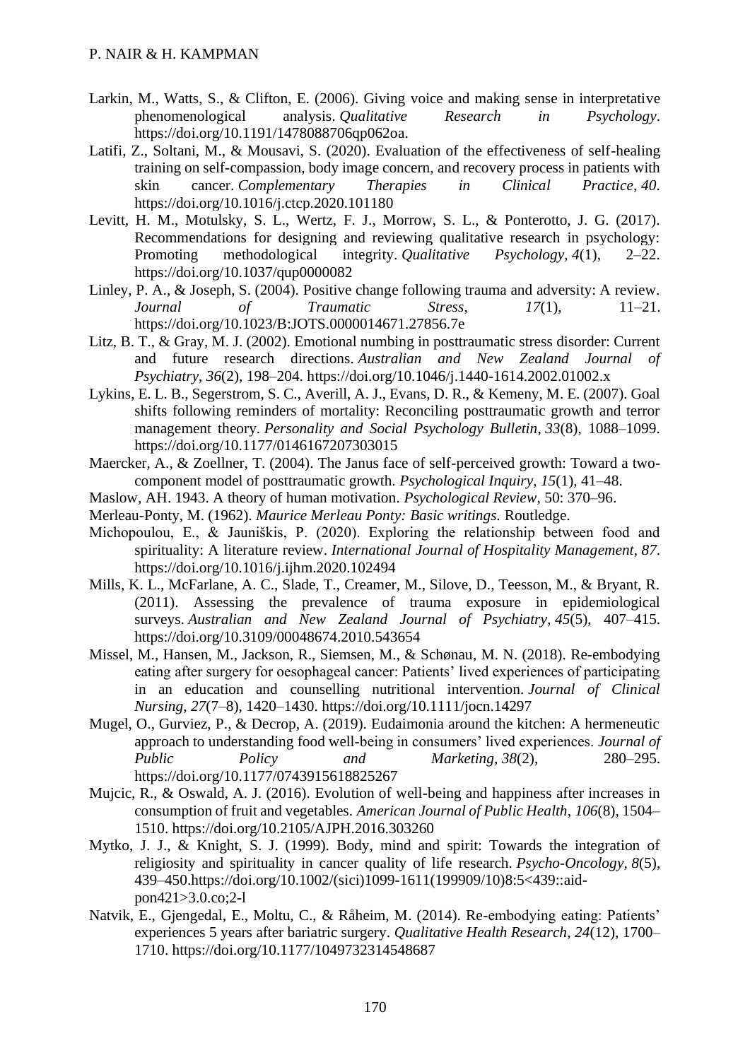Larkin, M., Watts, S., & Clifton, E. (2006). Giving voice and making sense in interpretative phenomenological analysis. *Qualitative Research in Psychology*. https://doi.org/10.1191/1478088706qp062oa.

Latifi, Z., Soltani, M., & Mousavi, S. (2020). Evaluation of the effectiveness of self-healing training on self-compassion, body image concern, and recovery process in patients with skin cancer. *Complementary Therapies in Clinical Practice*, *40*. https://doi.org/10.1016/j.ctcp.2020.101180

Levitt, H. M., Motulsky, S. L., Wertz, F. J., Morrow, S. L., & Ponterotto, J. G. (2017). Recommendations for designing and reviewing qualitative research in psychology: Promoting methodological integrity. *Qualitative Psychology*, *4*(1), 2–22. https://doi.org/10.1037/qup0000082

Linley, P. A., & Joseph, S. (2004). Positive change following trauma and adversity: A review. *Journal of Traumatic Stress*, *17*(1), 11–21. https://doi.org/10.1023/B:JOTS.0000014671.27856.7e

Litz, B. T., & Gray, M. J. (2002). Emotional numbing in posttraumatic stress disorder: Current and future research directions. *Australian and New Zealand Journal of Psychiatry*, *36*(2), 198–204. https://doi.org/10.1046/j.1440-1614.2002.01002.x

Lykins, E. L. B., Segerstrom, S. C., Averill, A. J., Evans, D. R., & Kemeny, M. E. (2007). Goal shifts following reminders of mortality: Reconciling posttraumatic growth and terror management theory. *Personality and Social Psychology Bulletin*, *33*(8), 1088–1099. https://doi.org/10.1177/0146167207303015

Maercker, A., & Zoellner, T. (2004). The Janus face of self-perceived growth: Toward a two-component model of posttraumatic growth. *Psychological Inquiry*, *15*(1), 41–48.

Maslow, AH. 1943. A theory of human motivation. *Psychological Review*, 50: 370–96.

Merleau-Ponty, M. (1962). *Maurice Merleau Ponty: Basic writings.* Routledge.

Michopoulou, E., & Jauniškis, P. (2020). Exploring the relationship between food and spirituality: A literature review. *International Journal of Hospitality Management*, *87*. https://doi.org/10.1016/j.ijhm.2020.102494

Mills, K. L., McFarlane, A. C., Slade, T., Creamer, M., Silove, D., Teesson, M., & Bryant, R. (2011). Assessing the prevalence of trauma exposure in epidemiological surveys. *Australian and New Zealand Journal of Psychiatry*, *45*(5), 407–415. https://doi.org/10.3109/00048674.2010.543654

Missel, M., Hansen, M., Jackson, R., Siemsen, M., & Schønau, M. N. (2018). Re-embodying eating after surgery for oesophageal cancer: Patients' lived experiences of participating in an education and counselling nutritional intervention. *Journal of Clinical Nursing*, *27*(7–8), 1420–1430. https://doi.org/10.1111/jocn.14297

Mugel, O., Gurviez, P., & Decrop, A. (2019). Eudaimonia around the kitchen: A hermeneutic approach to understanding food well-being in consumers' lived experiences. *Journal of Public Policy and Marketing*, *38*(2), 280–295. https://doi.org/10.1177/0743915618825267

Mujcic, R., & Oswald, A. J. (2016). Evolution of well-being and happiness after increases in consumption of fruit and vegetables. *American Journal of Public Health*, *106*(8), 1504–1510. https://doi.org/10.2105/AJPH.2016.303260

Mytko, J. J., & Knight, S. J. (1999). Body, mind and spirit: Towards the integration of religiosity and spirituality in cancer quality of life research. *Psycho-Oncology*, *8*(5), 439–450.https://doi.org/10.1002/(sici)1099-1611(199909/10)8:5<439::aid-pon421>3.0.co;2-l

Natvik, E., Gjengedal, E., Moltu, C., & Råheim, M. (2014). Re-embodying eating: Patients' experiences 5 years after bariatric surgery. *Qualitative Health Research*, *24*(12), 1700–1710. https://doi.org/10.1177/1049732314548687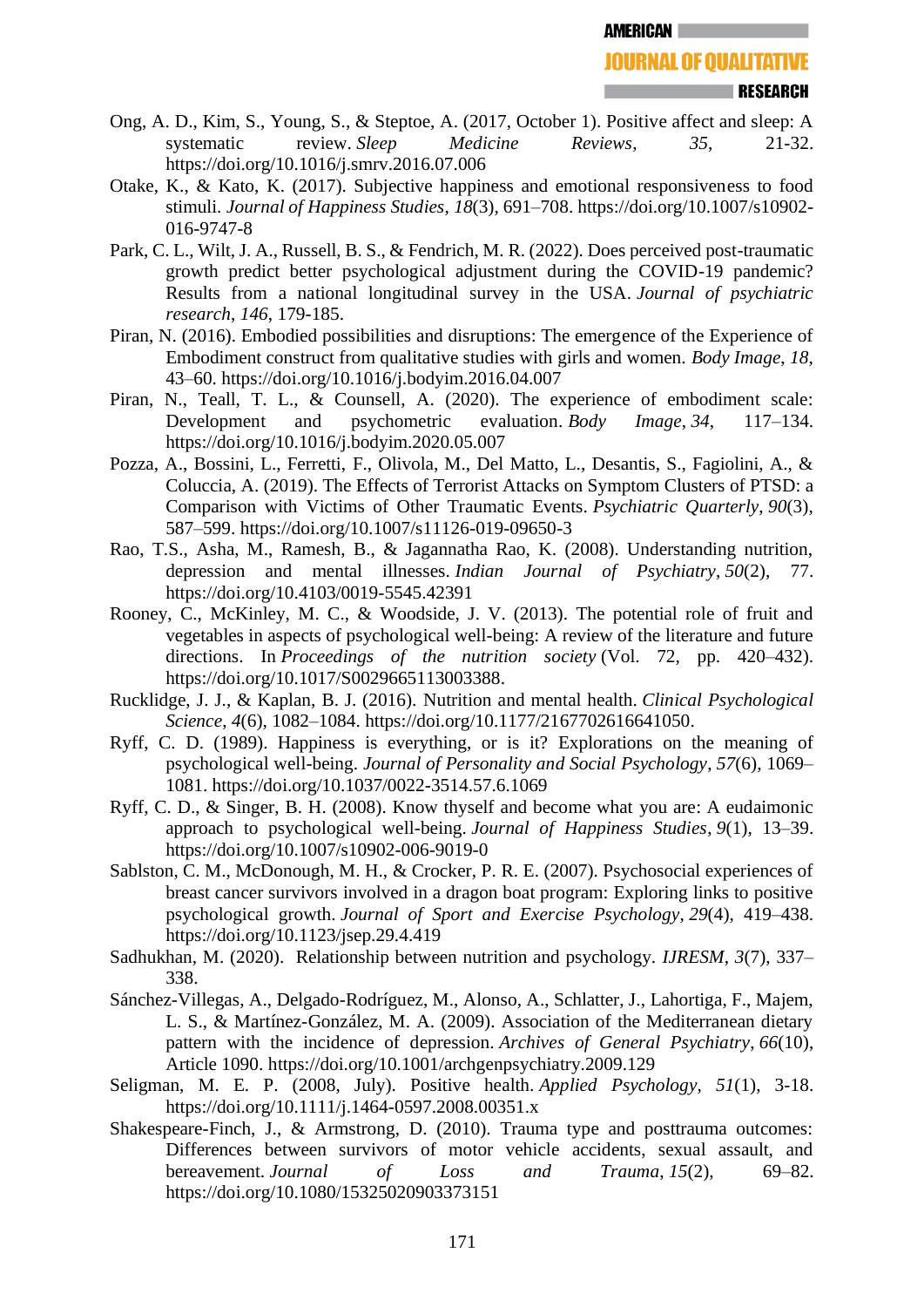Ong, A. D., Kim, S., Young, S., & Steptoe, A. (2017, October 1). Positive affect and sleep: A systematic review. *Sleep Medicine Reviews*, *35*, 21-32. https://doi.org/10.1016/j.smrv.2016.07.006

Otake, K., & Kato, K. (2017). Subjective happiness and emotional responsiveness to food stimuli. *Journal of Happiness Studies*, *18*(3), 691–708. https://doi.org/10.1007/s10902-016-9747-8

Park, C. L., Wilt, J. A., Russell, B. S., & Fendrich, M. R. (2022). Does perceived post-traumatic growth predict better psychological adjustment during the COVID-19 pandemic? Results from a national longitudinal survey in the USA. *Journal of psychiatric research*, *146*, 179-185.

Piran, N. (2016). Embodied possibilities and disruptions: The emergence of the Experience of Embodiment construct from qualitative studies with girls and women. *Body Image*, *18*, 43–60. https://doi.org/10.1016/j.bodyim.2016.04.007

Piran, N., Teall, T. L., & Counsell, A. (2020). The experience of embodiment scale: Development and psychometric evaluation. *Body Image*, *34*, 117–134. https://doi.org/10.1016/j.bodyim.2020.05.007

Pozza, A., Bossini, L., Ferretti, F., Olivola, M., Del Matto, L., Desantis, S., Fagiolini, A., & Coluccia, A. (2019). The Effects of Terrorist Attacks on Symptom Clusters of PTSD: a Comparison with Victims of Other Traumatic Events. *Psychiatric Quarterly*, *90*(3), 587–599. https://doi.org/10.1007/s11126-019-09650-3

Rao, T.S., Asha, M., Ramesh, B., & Jagannatha Rao, K. (2008). Understanding nutrition, depression and mental illnesses. *Indian Journal of Psychiatry*, *50*(2), 77. https://doi.org/10.4103/0019-5545.42391

Rooney, C., McKinley, M. C., & Woodside, J. V. (2013). The potential role of fruit and vegetables in aspects of psychological well-being: A review of the literature and future directions. In *Proceedings of the nutrition society* (Vol. 72, pp. 420–432). https://doi.org/10.1017/S0029665113003388.

Rucklidge, J. J., & Kaplan, B. J. (2016). Nutrition and mental health. *Clinical Psychological Science*, *4*(6), 1082–1084. https://doi.org/10.1177/2167702616641050.

Ryff, C. D. (1989). Happiness is everything, or is it? Explorations on the meaning of psychological well-being. *Journal of Personality and Social Psychology*, *57*(6), 1069–1081. https://doi.org/10.1037/0022-3514.57.6.1069

Ryff, C. D., & Singer, B. H. (2008). Know thyself and become what you are: A eudaimonic approach to psychological well-being. *Journal of Happiness Studies*, *9*(1), 13–39. https://doi.org/10.1007/s10902-006-9019-0

Sablston, C. M., McDonough, M. H., & Crocker, P. R. E. (2007). Psychosocial experiences of breast cancer survivors involved in a dragon boat program: Exploring links to positive psychological growth. *Journal of Sport and Exercise Psychology*, *29*(4), 419–438. https://doi.org/10.1123/jsep.29.4.419

Sadhukhan, M. (2020). Relationship between nutrition and psychology. *IJRESM*, *3*(7), 337–338.

Sánchez-Villegas, A., Delgado-Rodríguez, M., Alonso, A., Schlatter, J., Lahortiga, F., Majem, L. S., & Martínez-González, M. A. (2009). Association of the Mediterranean dietary pattern with the incidence of depression. *Archives of General Psychiatry*, *66*(10), Article 1090. https://doi.org/10.1001/archgenpsychiatry.2009.129

Seligman, M. E. P. (2008, July). Positive health. *Applied Psychology*, *51*(1), 3-18. https://doi.org/10.1111/j.1464-0597.2008.00351.x

Shakespeare-Finch, J., & Armstrong, D. (2010). Trauma type and posttrauma outcomes: Differences between survivors of motor vehicle accidents, sexual assault, and bereavement. *Journal of Loss and Trauma*, *15*(2), 69–82. https://doi.org/10.1080/15325020903373151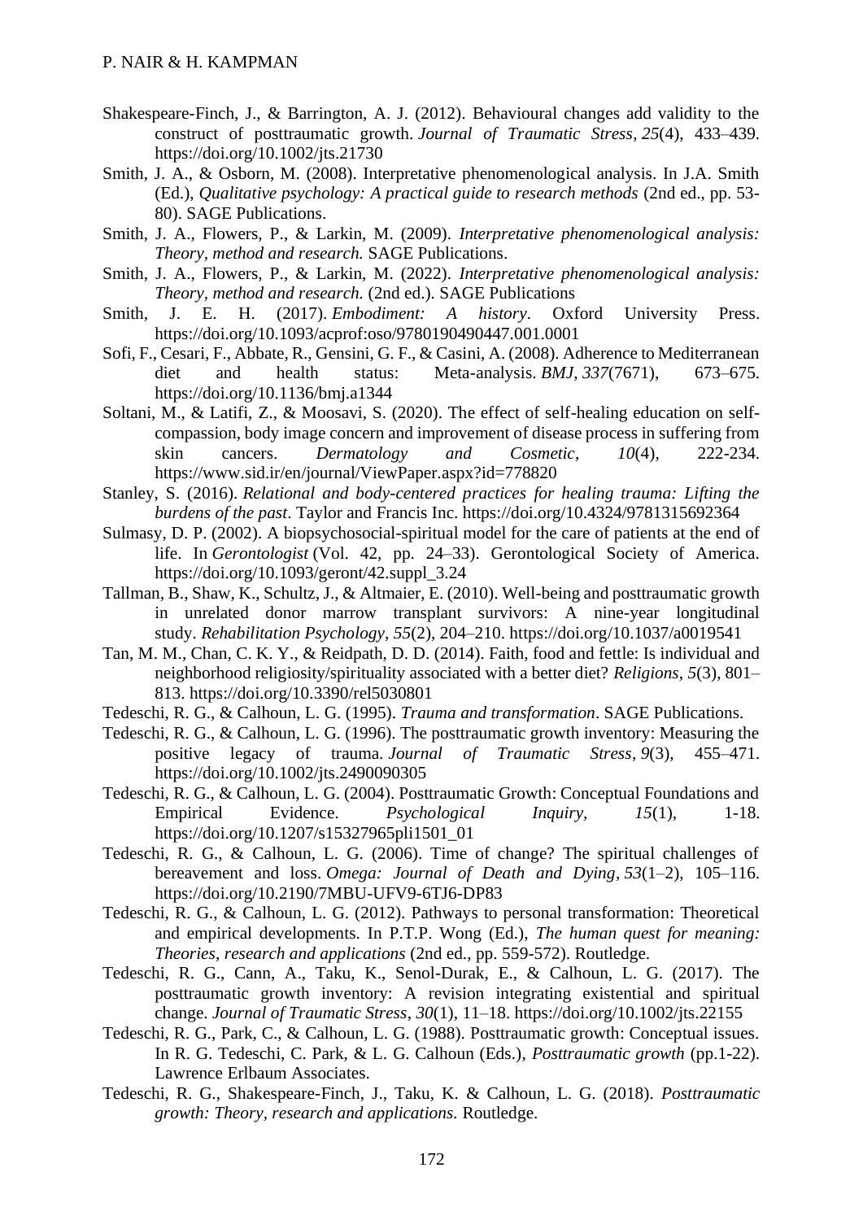Shakespeare-Finch, J., & Barrington, A. J. (2012). Behavioural changes add validity to the construct of posttraumatic growth. *Journal of Traumatic Stress*, *25*(4), 433–439. https://doi.org/10.1002/jts.21730

Smith, J. A., & Osborn, M. (2008). Interpretative phenomenological analysis. In J.A. Smith (Ed.), *Qualitative psychology: A practical guide to research methods* (2nd ed., pp. 53-80). SAGE Publications.

Smith, J. A., Flowers, P., & Larkin, M. (2009). *Interpretative phenomenological analysis: Theory, method and research.* SAGE Publications.

Smith, J. A., Flowers, P., & Larkin, M. (2022). *Interpretative phenomenological analysis: Theory, method and research.* (2nd ed.). SAGE Publications

Smith, J. E. H. (2017). *Embodiment: A history*. Oxford University Press. https://doi.org/10.1093/acprof:oso/9780190490447.001.0001

Sofi, F., Cesari, F., Abbate, R., Gensini, G. F., & Casini, A. (2008). Adherence to Mediterranean diet and health status: Meta-analysis. *BMJ*, *337*(7671), 673–675. https://doi.org/10.1136/bmj.a1344

Soltani, M., & Latifi, Z., & Moosavi, S. (2020). The effect of self-healing education on self-compassion, body image concern and improvement of disease process in suffering from skin cancers. *Dermatology and Cosmetic*, *10*(4), 222-234. https://www.sid.ir/en/journal/ViewPaper.aspx?id=778820

Stanley, S. (2016). *Relational and body-centered practices for healing trauma: Lifting the burdens of the past*. Taylor and Francis Inc. https://doi.org/10.4324/9781315692364

Sulmasy, D. P. (2002). A biopsychosocial-spiritual model for the care of patients at the end of life. In *Gerontologist* (Vol. 42, pp. 24–33). Gerontological Society of America. https://doi.org/10.1093/geront/42.suppl_3.24

Tallman, B., Shaw, K., Schultz, J., & Altmaier, E. (2010). Well-being and posttraumatic growth in unrelated donor marrow transplant survivors: A nine-year longitudinal study. *Rehabilitation Psychology*, *55*(2), 204–210. https://doi.org/10.1037/a0019541

Tan, M. M., Chan, C. K. Y., & Reidpath, D. D. (2014). Faith, food and fettle: Is individual and neighborhood religiosity/spirituality associated with a better diet? *Religions*, *5*(3), 801–813. https://doi.org/10.3390/rel5030801

Tedeschi, R. G., & Calhoun, L. G. (1995). *Trauma and transformation*. SAGE Publications.

Tedeschi, R. G., & Calhoun, L. G. (1996). The posttraumatic growth inventory: Measuring the positive legacy of trauma. *Journal of Traumatic Stress*, *9*(3), 455–471. https://doi.org/10.1002/jts.2490090305

Tedeschi, R. G., & Calhoun, L. G. (2004). Posttraumatic Growth: Conceptual Foundations and Empirical Evidence. *Psychological Inquiry*, *15*(1), 1-18. https://doi.org/10.1207/s15327965pli1501_01

Tedeschi, R. G., & Calhoun, L. G. (2006). Time of change? The spiritual challenges of bereavement and loss. *Omega: Journal of Death and Dying*, *53*(1–2), 105–116. https://doi.org/10.2190/7MBU-UFV9-6TJ6-DP83

Tedeschi, R. G., & Calhoun, L. G. (2012). Pathways to personal transformation: Theoretical and empirical developments. In P.T.P. Wong (Ed.), *The human quest for meaning: Theories, research and applications* (2nd ed., pp. 559-572). Routledge.

Tedeschi, R. G., Cann, A., Taku, K., Senol-Durak, E., & Calhoun, L. G. (2017). The posttraumatic growth inventory: A revision integrating existential and spiritual change. *Journal of Traumatic Stress*, *30*(1), 11–18. https://doi.org/10.1002/jts.22155

Tedeschi, R. G., Park, C., & Calhoun, L. G. (1988). Posttraumatic growth: Conceptual issues. In R. G. Tedeschi, C. Park, & L. G. Calhoun (Eds.), *Posttraumatic growth* (pp.1-22). Lawrence Erlbaum Associates.

Tedeschi, R. G., Shakespeare-Finch, J., Taku, K. & Calhoun, L. G. (2018). *Posttraumatic growth: Theory, research and applications.* Routledge.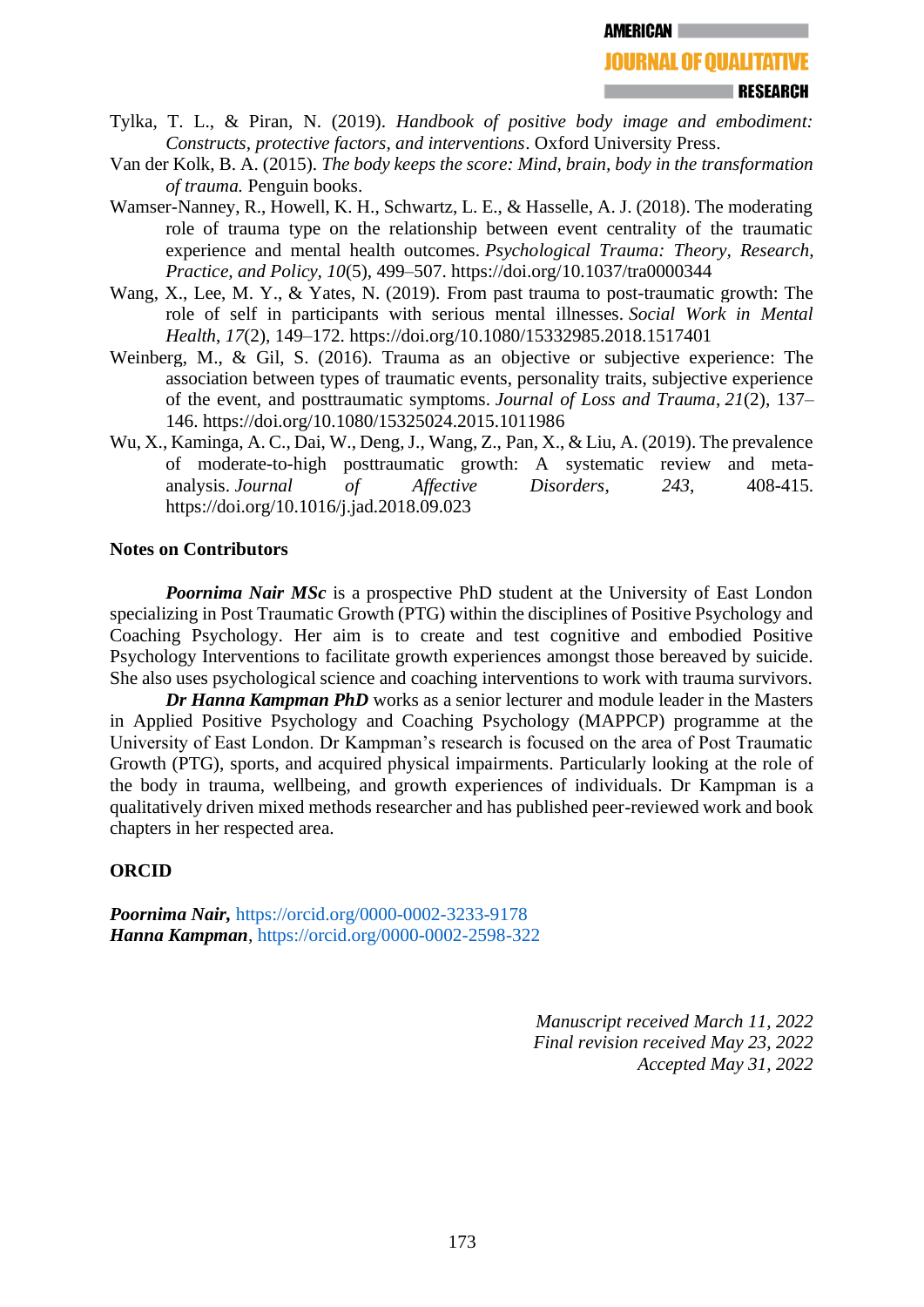Tylka, T. L., & Piran, N. (2019). *Handbook of positive body image and embodiment: Constructs, protective factors, and interventions*. Oxford University Press.

Van der Kolk, B. A. (2015). *The body keeps the score: Mind, brain, body in the transformation of trauma.* Penguin books.

Wamser-Nanney, R., Howell, K. H., Schwartz, L. E., & Hasselle, A. J. (2018). The moderating role of trauma type on the relationship between event centrality of the traumatic experience and mental health outcomes. *Psychological Trauma: Theory, Research, Practice, and Policy*, *10*(5), 499–507. https://doi.org/10.1037/tra0000344

Wang, X., Lee, M. Y., & Yates, N. (2019). From past trauma to post-traumatic growth: The role of self in participants with serious mental illnesses. *Social Work in Mental Health*, *17*(2), 149–172. https://doi.org/10.1080/15332985.2018.1517401

Weinberg, M., & Gil, S. (2016). Trauma as an objective or subjective experience: The association between types of traumatic events, personality traits, subjective experience of the event, and posttraumatic symptoms. *Journal of Loss and Trauma*, *21*(2), 137–146. https://doi.org/10.1080/15325024.2015.1011986

Wu, X., Kaminga, A. C., Dai, W., Deng, J., Wang, Z., Pan, X., & Liu, A. (2019). The prevalence of moderate-to-high posttraumatic growth: A systematic review and meta-analysis. *Journal of Affective Disorders*, *243*, 408-415. https://doi.org/10.1016/j.jad.2018.09.023

## Notes on Contributors

***Poornima Nair MSc*** is a prospective PhD student at the University of East London specializing in Post Traumatic Growth (PTG) within the disciplines of Positive Psychology and Coaching Psychology. Her aim is to create and test cognitive and embodied Positive Psychology Interventions to facilitate growth experiences amongst those bereaved by suicide. She also uses psychological science and coaching interventions to work with trauma survivors.

***Dr Hanna Kampman PhD*** works as a senior lecturer and module leader in the Masters in Applied Positive Psychology and Coaching Psychology (MAPPCP) programme at the University of East London. Dr Kampman's research is focused on the area of Post Traumatic Growth (PTG), sports, and acquired physical impairments. Particularly looking at the role of the body in trauma, wellbeing, and growth experiences of individuals. Dr Kampman is a qualitatively driven mixed methods researcher and has published peer-reviewed work and book chapters in her respected area.

## ORCID

***Poornima Nair,*** https://orcid.org/0000-0002-3233-9178
***Hanna Kampman***, https://orcid.org/0000-0002-2598-322

*Manuscript received March 11, 2022*
*Final revision received May 23, 2022*
*Accepted May 31, 2022*